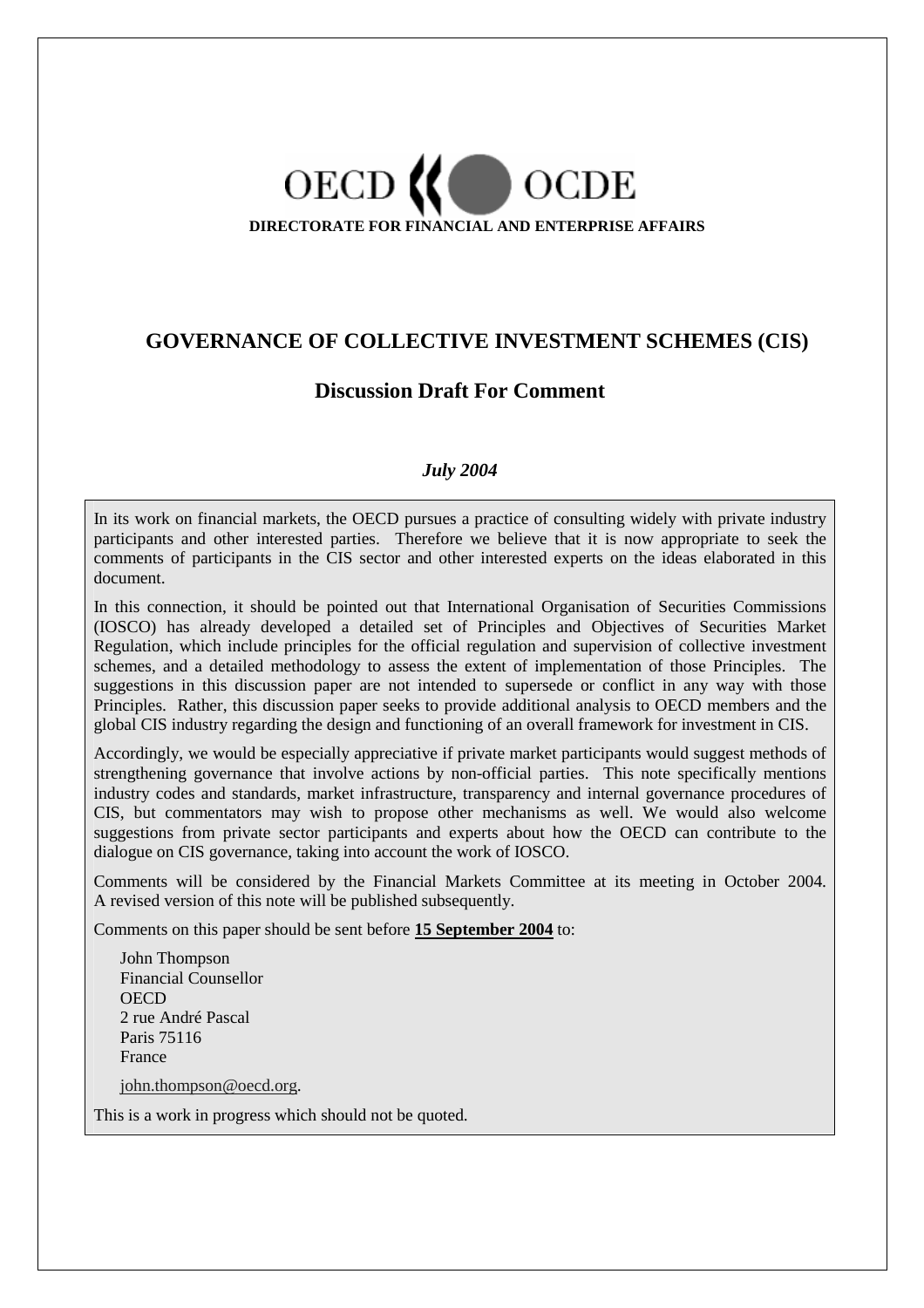OECD OCDE

**DIRECTORATE FOR FINANCIAL AND ENTERPRISE AFFAIRS**

# GOVERNANCE OF COLLECTIVE INVESTMENT SCHEMES (CIS)

## Discussion Draft For Comment

***July 2004***

In its work on financial markets, the OECD pursues a practice of consulting widely with private industry participants and other interested parties. Therefore we believe that it is now appropriate to seek the comments of participants in the CIS sector and other interested experts on the ideas elaborated in this document.

In this connection, it should be pointed out that International Organisation of Securities Commissions (IOSCO) has already developed a detailed set of Principles and Objectives of Securities Market Regulation, which include principles for the official regulation and supervision of collective investment schemes, and a detailed methodology to assess the extent of implementation of those Principles. The suggestions in this discussion paper are not intended to supersede or conflict in any way with those Principles. Rather, this discussion paper seeks to provide additional analysis to OECD members and the global CIS industry regarding the design and functioning of an overall framework for investment in CIS.

Accordingly, we would be especially appreciative if private market participants would suggest methods of strengthening governance that involve actions by non-official parties. This note specifically mentions industry codes and standards, market infrastructure, transparency and internal governance procedures of CIS, but commentators may wish to propose other mechanisms as well. We would also welcome suggestions from private sector participants and experts about how the OECD can contribute to the dialogue on CIS governance, taking into account the work of IOSCO.

Comments will be considered by the Financial Markets Committee at its meeting in October 2004. A revised version of this note will be published subsequently.

Comments on this paper should be sent before **15 September 2004** to:

John Thompson
Financial Counsellor
OECD
2 rue André Pascal
Paris 75116
France

john.thompson@oecd.org.

This is a work in progress which should not be quoted.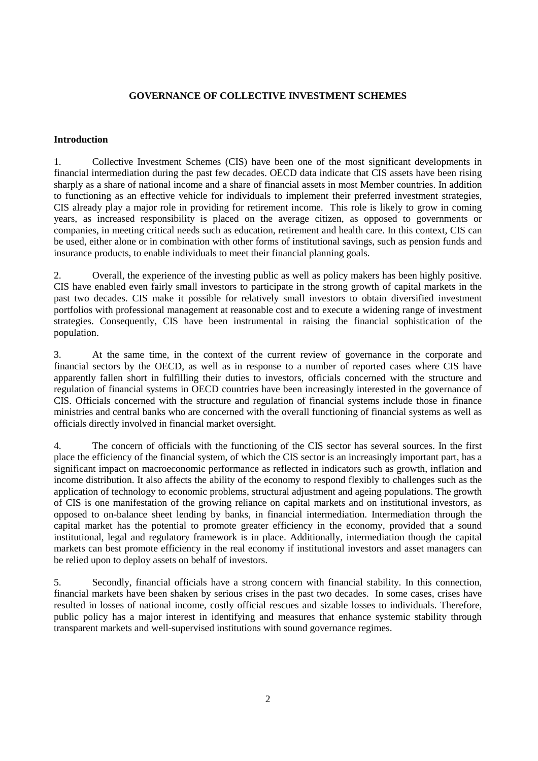# GOVERNANCE OF COLLECTIVE INVESTMENT SCHEMES

## Introduction

1. Collective Investment Schemes (CIS) have been one of the most significant developments in financial intermediation during the past few decades. OECD data indicate that CIS assets have been rising sharply as a share of national income and a share of financial assets in most Member countries. In addition to functioning as an effective vehicle for individuals to implement their preferred investment strategies, CIS already play a major role in providing for retirement income. This role is likely to grow in coming years, as increased responsibility is placed on the average citizen, as opposed to governments or companies, in meeting critical needs such as education, retirement and health care. In this context, CIS can be used, either alone or in combination with other forms of institutional savings, such as pension funds and insurance products, to enable individuals to meet their financial planning goals.

2. Overall, the experience of the investing public as well as policy makers has been highly positive. CIS have enabled even fairly small investors to participate in the strong growth of capital markets in the past two decades. CIS make it possible for relatively small investors to obtain diversified investment portfolios with professional management at reasonable cost and to execute a widening range of investment strategies. Consequently, CIS have been instrumental in raising the financial sophistication of the population.

3. At the same time, in the context of the current review of governance in the corporate and financial sectors by the OECD, as well as in response to a number of reported cases where CIS have apparently fallen short in fulfilling their duties to investors, officials concerned with the structure and regulation of financial systems in OECD countries have been increasingly interested in the governance of CIS. Officials concerned with the structure and regulation of financial systems include those in finance ministries and central banks who are concerned with the overall functioning of financial systems as well as officials directly involved in financial market oversight.

4. The concern of officials with the functioning of the CIS sector has several sources. In the first place the efficiency of the financial system, of which the CIS sector is an increasingly important part, has a significant impact on macroeconomic performance as reflected in indicators such as growth, inflation and income distribution. It also affects the ability of the economy to respond flexibly to challenges such as the application of technology to economic problems, structural adjustment and ageing populations. The growth of CIS is one manifestation of the growing reliance on capital markets and on institutional investors, as opposed to on-balance sheet lending by banks, in financial intermediation. Intermediation through the capital market has the potential to promote greater efficiency in the economy, provided that a sound institutional, legal and regulatory framework is in place. Additionally, intermediation though the capital markets can best promote efficiency in the real economy if institutional investors and asset managers can be relied upon to deploy assets on behalf of investors.

5. Secondly, financial officials have a strong concern with financial stability. In this connection, financial markets have been shaken by serious crises in the past two decades. In some cases, crises have resulted in losses of national income, costly official rescues and sizable losses to individuals. Therefore, public policy has a major interest in identifying and measures that enhance systemic stability through transparent markets and well-supervised institutions with sound governance regimes.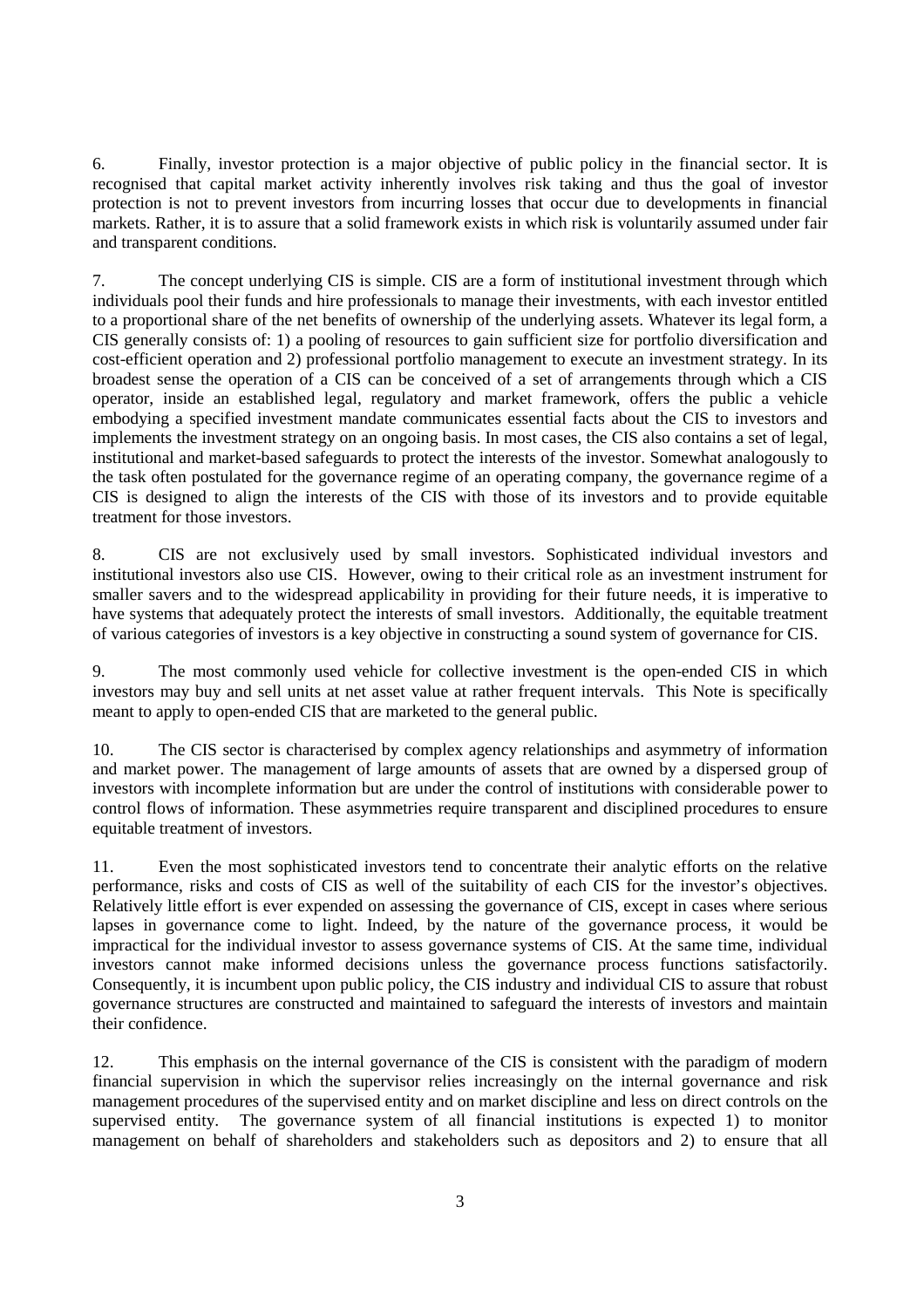6. Finally, investor protection is a major objective of public policy in the financial sector. It is recognised that capital market activity inherently involves risk taking and thus the goal of investor protection is not to prevent investors from incurring losses that occur due to developments in financial markets. Rather, it is to assure that a solid framework exists in which risk is voluntarily assumed under fair and transparent conditions.

7. The concept underlying CIS is simple. CIS are a form of institutional investment through which individuals pool their funds and hire professionals to manage their investments, with each investor entitled to a proportional share of the net benefits of ownership of the underlying assets. Whatever its legal form, a CIS generally consists of: 1) a pooling of resources to gain sufficient size for portfolio diversification and cost-efficient operation and 2) professional portfolio management to execute an investment strategy. In its broadest sense the operation of a CIS can be conceived of a set of arrangements through which a CIS operator, inside an established legal, regulatory and market framework, offers the public a vehicle embodying a specified investment mandate communicates essential facts about the CIS to investors and implements the investment strategy on an ongoing basis. In most cases, the CIS also contains a set of legal, institutional and market-based safeguards to protect the interests of the investor. Somewhat analogously to the task often postulated for the governance regime of an operating company, the governance regime of a CIS is designed to align the interests of the CIS with those of its investors and to provide equitable treatment for those investors.

8. CIS are not exclusively used by small investors. Sophisticated individual investors and institutional investors also use CIS. However, owing to their critical role as an investment instrument for smaller savers and to the widespread applicability in providing for their future needs, it is imperative to have systems that adequately protect the interests of small investors. Additionally, the equitable treatment of various categories of investors is a key objective in constructing a sound system of governance for CIS.

9. The most commonly used vehicle for collective investment is the open-ended CIS in which investors may buy and sell units at net asset value at rather frequent intervals. This Note is specifically meant to apply to open-ended CIS that are marketed to the general public.

10. The CIS sector is characterised by complex agency relationships and asymmetry of information and market power. The management of large amounts of assets that are owned by a dispersed group of investors with incomplete information but are under the control of institutions with considerable power to control flows of information. These asymmetries require transparent and disciplined procedures to ensure equitable treatment of investors.

11. Even the most sophisticated investors tend to concentrate their analytic efforts on the relative performance, risks and costs of CIS as well of the suitability of each CIS for the investor's objectives. Relatively little effort is ever expended on assessing the governance of CIS, except in cases where serious lapses in governance come to light. Indeed, by the nature of the governance process, it would be impractical for the individual investor to assess governance systems of CIS. At the same time, individual investors cannot make informed decisions unless the governance process functions satisfactorily. Consequently, it is incumbent upon public policy, the CIS industry and individual CIS to assure that robust governance structures are constructed and maintained to safeguard the interests of investors and maintain their confidence.

12. This emphasis on the internal governance of the CIS is consistent with the paradigm of modern financial supervision in which the supervisor relies increasingly on the internal governance and risk management procedures of the supervised entity and on market discipline and less on direct controls on the supervised entity. The governance system of all financial institutions is expected 1) to monitor management on behalf of shareholders and stakeholders such as depositors and 2) to ensure that all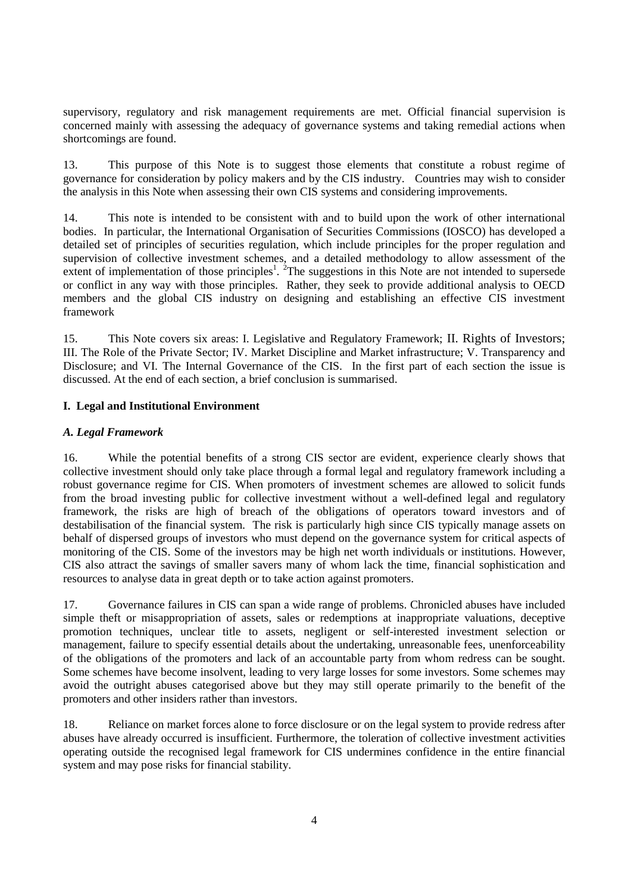supervisory, regulatory and risk management requirements are met. Official financial supervision is concerned mainly with assessing the adequacy of governance systems and taking remedial actions when shortcomings are found.

13. This purpose of this Note is to suggest those elements that constitute a robust regime of governance for consideration by policy makers and by the CIS industry. Countries may wish to consider the analysis in this Note when assessing their own CIS systems and considering improvements.

14. This note is intended to be consistent with and to build upon the work of other international bodies. In particular, the International Organisation of Securities Commissions (IOSCO) has developed a detailed set of principles of securities regulation, which include principles for the proper regulation and supervision of collective investment schemes, and a detailed methodology to allow assessment of the extent of implementation of those principles[1]. [2]The suggestions in this Note are not intended to supersede or conflict in any way with those principles. Rather, they seek to provide additional analysis to OECD members and the global CIS industry on designing and establishing an effective CIS investment framework

15. This Note covers six areas: I. Legislative and Regulatory Framework; II. Rights of Investors; III. The Role of the Private Sector; IV. Market Discipline and Market infrastructure; V. Transparency and Disclosure; and VI. The Internal Governance of the CIS. In the first part of each section the issue is discussed. At the end of each section, a brief conclusion is summarised.

## I. Legal and Institutional Environment

### *A. Legal Framework*

16. While the potential benefits of a strong CIS sector are evident, experience clearly shows that collective investment should only take place through a formal legal and regulatory framework including a robust governance regime for CIS. When promoters of investment schemes are allowed to solicit funds from the broad investing public for collective investment without a well-defined legal and regulatory framework, the risks are high of breach of the obligations of operators toward investors and of destabilisation of the financial system. The risk is particularly high since CIS typically manage assets on behalf of dispersed groups of investors who must depend on the governance system for critical aspects of monitoring of the CIS. Some of the investors may be high net worth individuals or institutions. However, CIS also attract the savings of smaller savers many of whom lack the time, financial sophistication and resources to analyse data in great depth or to take action against promoters.

17. Governance failures in CIS can span a wide range of problems. Chronicled abuses have included simple theft or misappropriation of assets, sales or redemptions at inappropriate valuations, deceptive promotion techniques, unclear title to assets, negligent or self-interested investment selection or management, failure to specify essential details about the undertaking, unreasonable fees, unenforceability of the obligations of the promoters and lack of an accountable party from whom redress can be sought. Some schemes have become insolvent, leading to very large losses for some investors. Some schemes may avoid the outright abuses categorised above but they may still operate primarily to the benefit of the promoters and other insiders rather than investors.

18. Reliance on market forces alone to force disclosure or on the legal system to provide redress after abuses have already occurred is insufficient. Furthermore, the toleration of collective investment activities operating outside the recognised legal framework for CIS undermines confidence in the entire financial system and may pose risks for financial stability.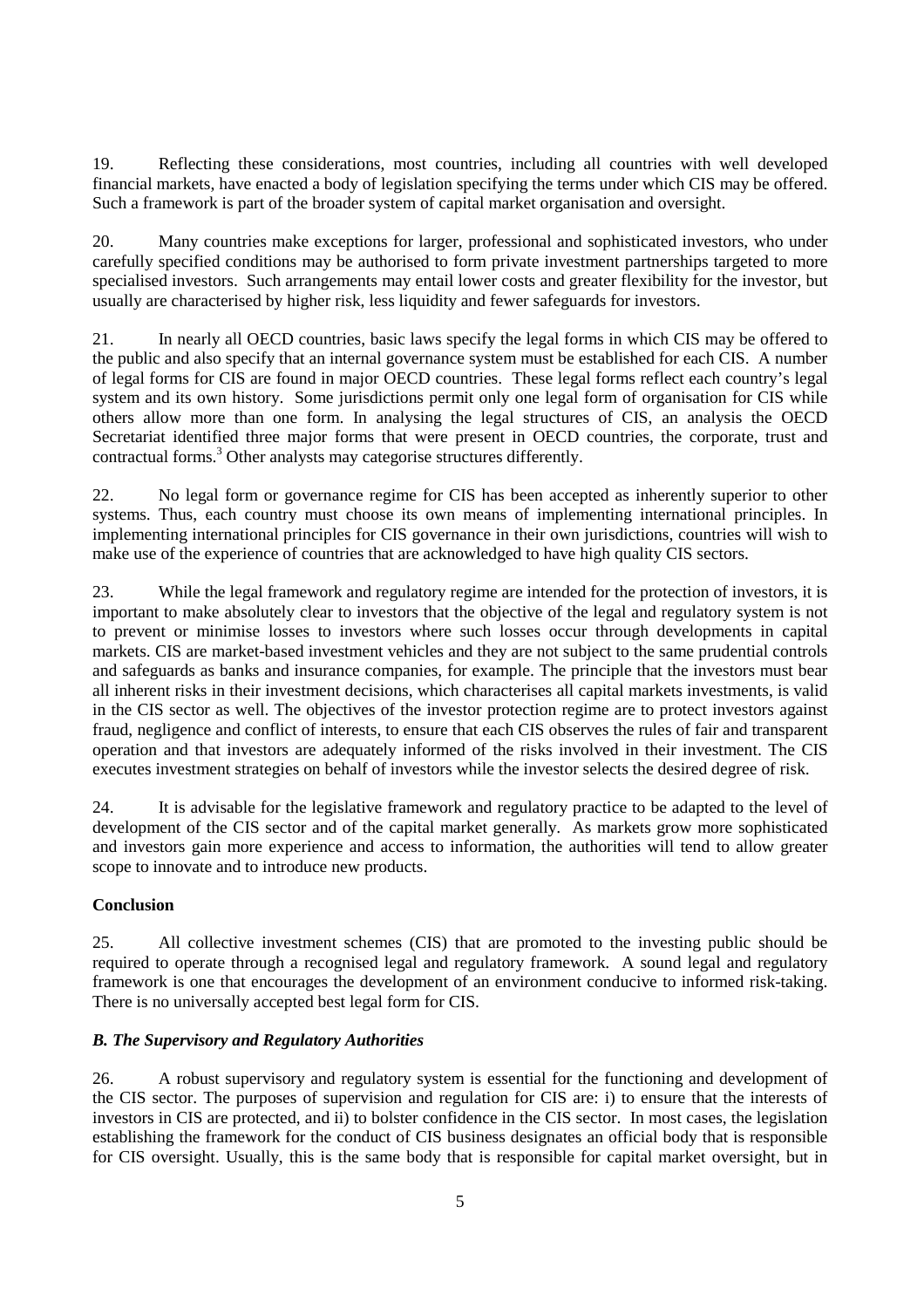19. Reflecting these considerations, most countries, including all countries with well developed financial markets, have enacted a body of legislation specifying the terms under which CIS may be offered. Such a framework is part of the broader system of capital market organisation and oversight.

20. Many countries make exceptions for larger, professional and sophisticated investors, who under carefully specified conditions may be authorised to form private investment partnerships targeted to more specialised investors. Such arrangements may entail lower costs and greater flexibility for the investor, but usually are characterised by higher risk, less liquidity and fewer safeguards for investors.

21. In nearly all OECD countries, basic laws specify the legal forms in which CIS may be offered to the public and also specify that an internal governance system must be established for each CIS. A number of legal forms for CIS are found in major OECD countries. These legal forms reflect each country's legal system and its own history. Some jurisdictions permit only one legal form of organisation for CIS while others allow more than one form. In analysing the legal structures of CIS, an analysis the OECD Secretariat identified three major forms that were present in OECD countries, the corporate, trust and contractual forms.[3] Other analysts may categorise structures differently.

22. No legal form or governance regime for CIS has been accepted as inherently superior to other systems. Thus, each country must choose its own means of implementing international principles. In implementing international principles for CIS governance in their own jurisdictions, countries will wish to make use of the experience of countries that are acknowledged to have high quality CIS sectors.

23. While the legal framework and regulatory regime are intended for the protection of investors, it is important to make absolutely clear to investors that the objective of the legal and regulatory system is not to prevent or minimise losses to investors where such losses occur through developments in capital markets. CIS are market-based investment vehicles and they are not subject to the same prudential controls and safeguards as banks and insurance companies, for example. The principle that the investors must bear all inherent risks in their investment decisions, which characterises all capital markets investments, is valid in the CIS sector as well. The objectives of the investor protection regime are to protect investors against fraud, negligence and conflict of interests, to ensure that each CIS observes the rules of fair and transparent operation and that investors are adequately informed of the risks involved in their investment. The CIS executes investment strategies on behalf of investors while the investor selects the desired degree of risk.

24. It is advisable for the legislative framework and regulatory practice to be adapted to the level of development of the CIS sector and of the capital market generally. As markets grow more sophisticated and investors gain more experience and access to information, the authorities will tend to allow greater scope to innovate and to introduce new products.

**Conclusion**

25. All collective investment schemes (CIS) that are promoted to the investing public should be required to operate through a recognised legal and regulatory framework. A sound legal and regulatory framework is one that encourages the development of an environment conducive to informed risk-taking. There is no universally accepted best legal form for CIS.

### *B. The Supervisory and Regulatory Authorities*

26. A robust supervisory and regulatory system is essential for the functioning and development of the CIS sector. The purposes of supervision and regulation for CIS are: i) to ensure that the interests of investors in CIS are protected, and ii) to bolster confidence in the CIS sector. In most cases, the legislation establishing the framework for the conduct of CIS business designates an official body that is responsible for CIS oversight. Usually, this is the same body that is responsible for capital market oversight, but in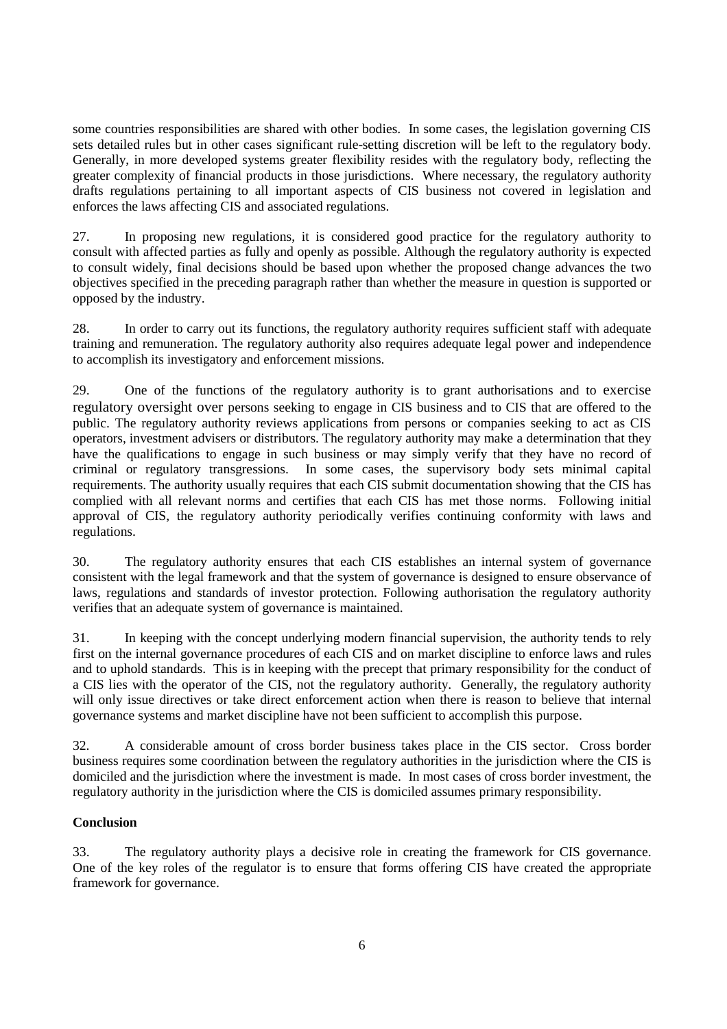some countries responsibilities are shared with other bodies. In some cases, the legislation governing CIS sets detailed rules but in other cases significant rule-setting discretion will be left to the regulatory body. Generally, in more developed systems greater flexibility resides with the regulatory body, reflecting the greater complexity of financial products in those jurisdictions. Where necessary, the regulatory authority drafts regulations pertaining to all important aspects of CIS business not covered in legislation and enforces the laws affecting CIS and associated regulations.

27. In proposing new regulations, it is considered good practice for the regulatory authority to consult with affected parties as fully and openly as possible. Although the regulatory authority is expected to consult widely, final decisions should be based upon whether the proposed change advances the two objectives specified in the preceding paragraph rather than whether the measure in question is supported or opposed by the industry.

28. In order to carry out its functions, the regulatory authority requires sufficient staff with adequate training and remuneration. The regulatory authority also requires adequate legal power and independence to accomplish its investigatory and enforcement missions.

29. One of the functions of the regulatory authority is to grant authorisations and to exercise regulatory oversight over persons seeking to engage in CIS business and to CIS that are offered to the public. The regulatory authority reviews applications from persons or companies seeking to act as CIS operators, investment advisers or distributors. The regulatory authority may make a determination that they have the qualifications to engage in such business or may simply verify that they have no record of criminal or regulatory transgressions. In some cases, the supervisory body sets minimal capital requirements. The authority usually requires that each CIS submit documentation showing that the CIS has complied with all relevant norms and certifies that each CIS has met those norms. Following initial approval of CIS, the regulatory authority periodically verifies continuing conformity with laws and regulations.

30. The regulatory authority ensures that each CIS establishes an internal system of governance consistent with the legal framework and that the system of governance is designed to ensure observance of laws, regulations and standards of investor protection. Following authorisation the regulatory authority verifies that an adequate system of governance is maintained.

31. In keeping with the concept underlying modern financial supervision, the authority tends to rely first on the internal governance procedures of each CIS and on market discipline to enforce laws and rules and to uphold standards. This is in keeping with the precept that primary responsibility for the conduct of a CIS lies with the operator of the CIS, not the regulatory authority. Generally, the regulatory authority will only issue directives or take direct enforcement action when there is reason to believe that internal governance systems and market discipline have not been sufficient to accomplish this purpose.

32. A considerable amount of cross border business takes place in the CIS sector. Cross border business requires some coordination between the regulatory authorities in the jurisdiction where the CIS is domiciled and the jurisdiction where the investment is made. In most cases of cross border investment, the regulatory authority in the jurisdiction where the CIS is domiciled assumes primary responsibility.

**Conclusion**

33. The regulatory authority plays a decisive role in creating the framework for CIS governance. One of the key roles of the regulator is to ensure that forms offering CIS have created the appropriate framework for governance.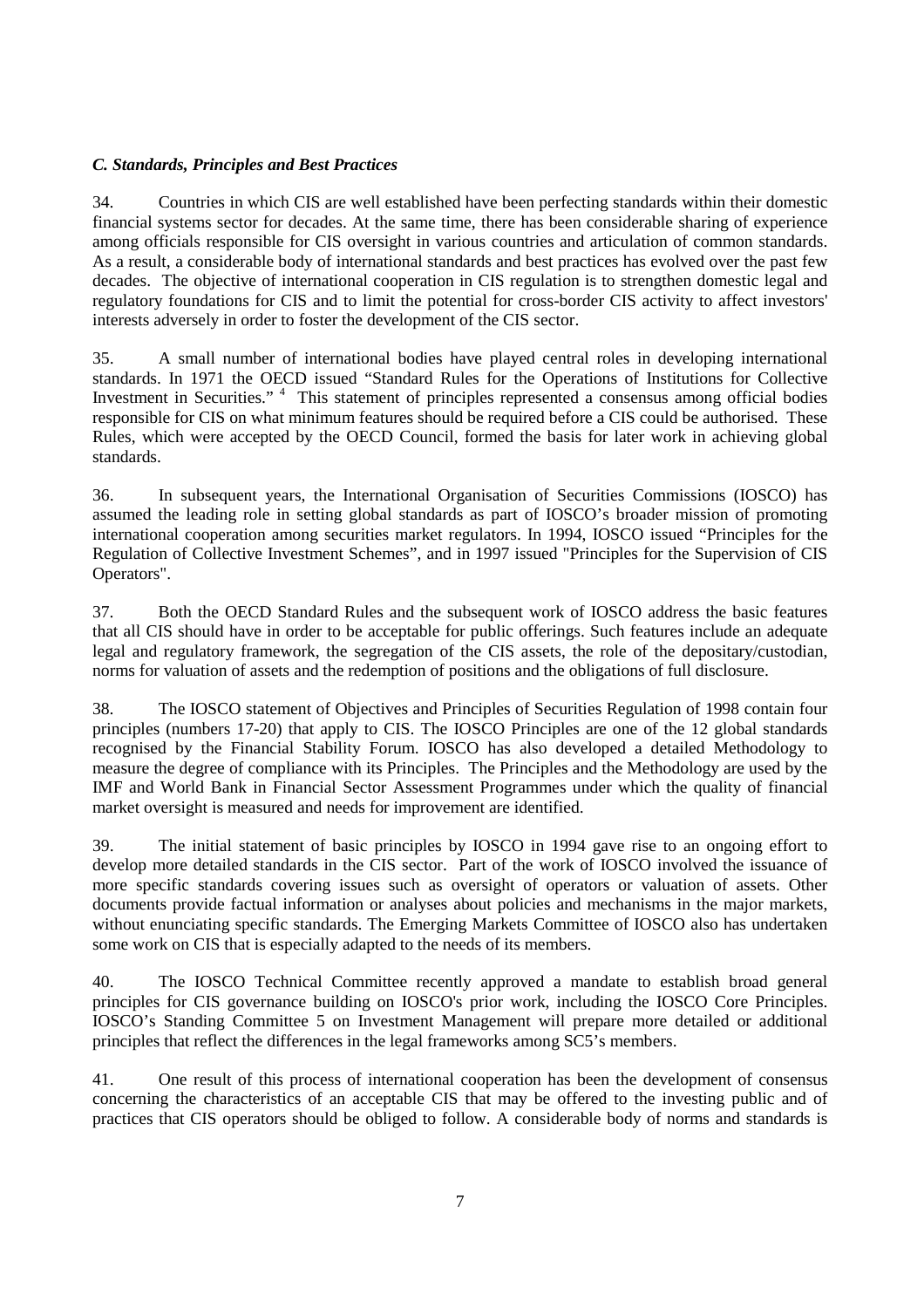### *C. Standards, Principles and Best Practices*

34. Countries in which CIS are well established have been perfecting standards within their domestic financial systems sector for decades. At the same time, there has been considerable sharing of experience among officials responsible for CIS oversight in various countries and articulation of common standards. As a result, a considerable body of international standards and best practices has evolved over the past few decades. The objective of international cooperation in CIS regulation is to strengthen domestic legal and regulatory foundations for CIS and to limit the potential for cross-border CIS activity to affect investors' interests adversely in order to foster the development of the CIS sector.

35. A small number of international bodies have played central roles in developing international standards. In 1971 the OECD issued "Standard Rules for the Operations of Institutions for Collective Investment in Securities." [4] This statement of principles represented a consensus among official bodies responsible for CIS on what minimum features should be required before a CIS could be authorised. These Rules, which were accepted by the OECD Council, formed the basis for later work in achieving global standards.

36. In subsequent years, the International Organisation of Securities Commissions (IOSCO) has assumed the leading role in setting global standards as part of IOSCO's broader mission of promoting international cooperation among securities market regulators. In 1994, IOSCO issued "Principles for the Regulation of Collective Investment Schemes", and in 1997 issued "Principles for the Supervision of CIS Operators".

37. Both the OECD Standard Rules and the subsequent work of IOSCO address the basic features that all CIS should have in order to be acceptable for public offerings. Such features include an adequate legal and regulatory framework, the segregation of the CIS assets, the role of the depositary/custodian, norms for valuation of assets and the redemption of positions and the obligations of full disclosure.

38. The IOSCO statement of Objectives and Principles of Securities Regulation of 1998 contain four principles (numbers 17-20) that apply to CIS. The IOSCO Principles are one of the 12 global standards recognised by the Financial Stability Forum. IOSCO has also developed a detailed Methodology to measure the degree of compliance with its Principles. The Principles and the Methodology are used by the IMF and World Bank in Financial Sector Assessment Programmes under which the quality of financial market oversight is measured and needs for improvement are identified.

39. The initial statement of basic principles by IOSCO in 1994 gave rise to an ongoing effort to develop more detailed standards in the CIS sector. Part of the work of IOSCO involved the issuance of more specific standards covering issues such as oversight of operators or valuation of assets. Other documents provide factual information or analyses about policies and mechanisms in the major markets, without enunciating specific standards. The Emerging Markets Committee of IOSCO also has undertaken some work on CIS that is especially adapted to the needs of its members.

40. The IOSCO Technical Committee recently approved a mandate to establish broad general principles for CIS governance building on IOSCO's prior work, including the IOSCO Core Principles. IOSCO's Standing Committee 5 on Investment Management will prepare more detailed or additional principles that reflect the differences in the legal frameworks among SC5's members.

41. One result of this process of international cooperation has been the development of consensus concerning the characteristics of an acceptable CIS that may be offered to the investing public and of practices that CIS operators should be obliged to follow. A considerable body of norms and standards is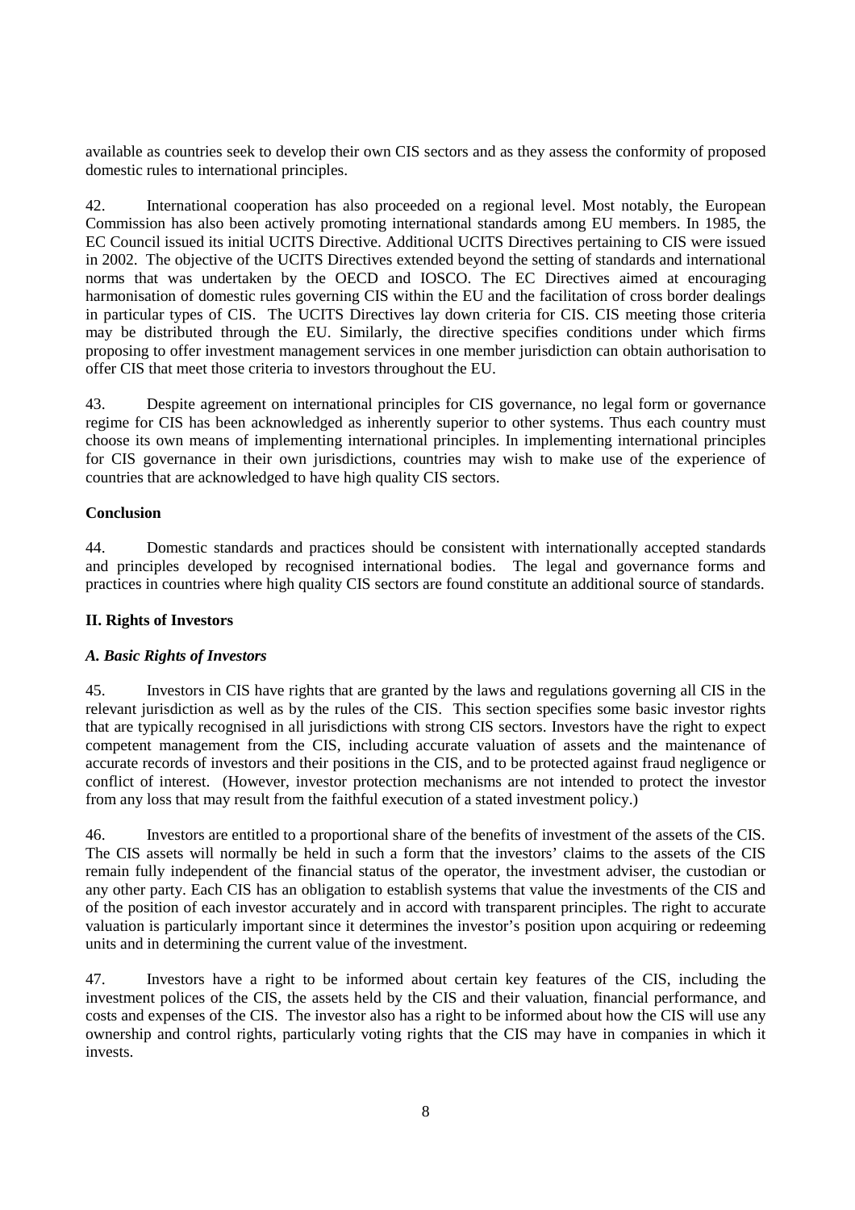available as countries seek to develop their own CIS sectors and as they assess the conformity of proposed domestic rules to international principles.

42. International cooperation has also proceeded on a regional level. Most notably, the European Commission has also been actively promoting international standards among EU members. In 1985, the EC Council issued its initial UCITS Directive. Additional UCITS Directives pertaining to CIS were issued in 2002. The objective of the UCITS Directives extended beyond the setting of standards and international norms that was undertaken by the OECD and IOSCO. The EC Directives aimed at encouraging harmonisation of domestic rules governing CIS within the EU and the facilitation of cross border dealings in particular types of CIS. The UCITS Directives lay down criteria for CIS. CIS meeting those criteria may be distributed through the EU. Similarly, the directive specifies conditions under which firms proposing to offer investment management services in one member jurisdiction can obtain authorisation to offer CIS that meet those criteria to investors throughout the EU.

43. Despite agreement on international principles for CIS governance, no legal form or governance regime for CIS has been acknowledged as inherently superior to other systems. Thus each country must choose its own means of implementing international principles. In implementing international principles for CIS governance in their own jurisdictions, countries may wish to make use of the experience of countries that are acknowledged to have high quality CIS sectors.

**Conclusion**

44. Domestic standards and practices should be consistent with internationally accepted standards and principles developed by recognised international bodies. The legal and governance forms and practices in countries where high quality CIS sectors are found constitute an additional source of standards.

## II. Rights of Investors

### *A. Basic Rights of Investors*

45. Investors in CIS have rights that are granted by the laws and regulations governing all CIS in the relevant jurisdiction as well as by the rules of the CIS. This section specifies some basic investor rights that are typically recognised in all jurisdictions with strong CIS sectors. Investors have the right to expect competent management from the CIS, including accurate valuation of assets and the maintenance of accurate records of investors and their positions in the CIS, and to be protected against fraud negligence or conflict of interest. (However, investor protection mechanisms are not intended to protect the investor from any loss that may result from the faithful execution of a stated investment policy.)

46. Investors are entitled to a proportional share of the benefits of investment of the assets of the CIS. The CIS assets will normally be held in such a form that the investors' claims to the assets of the CIS remain fully independent of the financial status of the operator, the investment adviser, the custodian or any other party. Each CIS has an obligation to establish systems that value the investments of the CIS and of the position of each investor accurately and in accord with transparent principles. The right to accurate valuation is particularly important since it determines the investor's position upon acquiring or redeeming units and in determining the current value of the investment.

47. Investors have a right to be informed about certain key features of the CIS, including the investment polices of the CIS, the assets held by the CIS and their valuation, financial performance, and costs and expenses of the CIS. The investor also has a right to be informed about how the CIS will use any ownership and control rights, particularly voting rights that the CIS may have in companies in which it invests.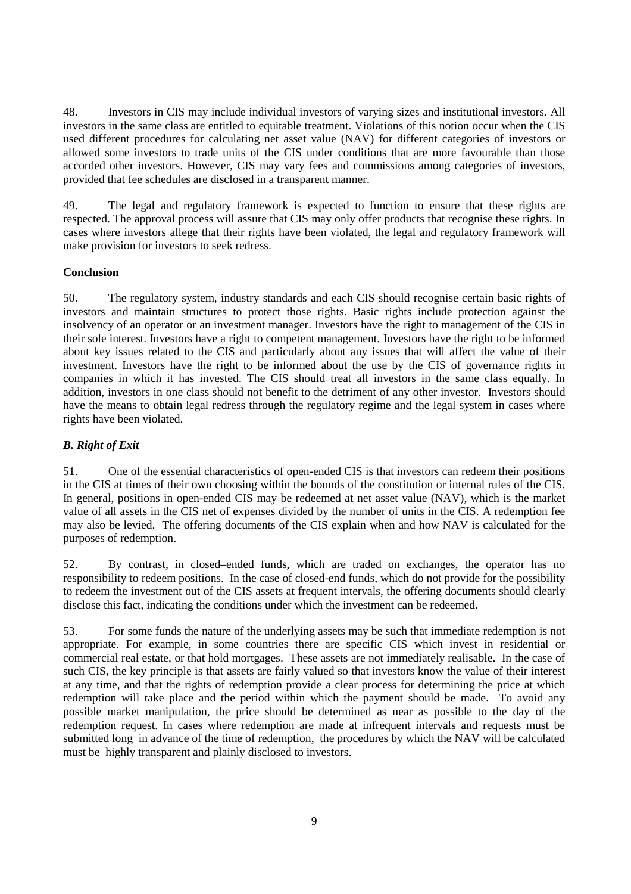48. Investors in CIS may include individual investors of varying sizes and institutional investors. All investors in the same class are entitled to equitable treatment. Violations of this notion occur when the CIS used different procedures for calculating net asset value (NAV) for different categories of investors or allowed some investors to trade units of the CIS under conditions that are more favourable than those accorded other investors. However, CIS may vary fees and commissions among categories of investors, provided that fee schedules are disclosed in a transparent manner.

49. The legal and regulatory framework is expected to function to ensure that these rights are respected. The approval process will assure that CIS may only offer products that recognise these rights. In cases where investors allege that their rights have been violated, the legal and regulatory framework will make provision for investors to seek redress.

**Conclusion**

50. The regulatory system, industry standards and each CIS should recognise certain basic rights of investors and maintain structures to protect those rights. Basic rights include protection against the insolvency of an operator or an investment manager. Investors have the right to management of the CIS in their sole interest. Investors have a right to competent management. Investors have the right to be informed about key issues related to the CIS and particularly about any issues that will affect the value of their investment. Investors have the right to be informed about the use by the CIS of governance rights in companies in which it has invested. The CIS should treat all investors in the same class equally. In addition, investors in one class should not benefit to the detriment of any other investor. Investors should have the means to obtain legal redress through the regulatory regime and the legal system in cases where rights have been violated.

***B. Right of Exit***

51. One of the essential characteristics of open-ended CIS is that investors can redeem their positions in the CIS at times of their own choosing within the bounds of the constitution or internal rules of the CIS. In general, positions in open-ended CIS may be redeemed at net asset value (NAV), which is the market value of all assets in the CIS net of expenses divided by the number of units in the CIS. A redemption fee may also be levied. The offering documents of the CIS explain when and how NAV is calculated for the purposes of redemption.

52. By contrast, in closed–ended funds, which are traded on exchanges, the operator has no responsibility to redeem positions. In the case of closed-end funds, which do not provide for the possibility to redeem the investment out of the CIS assets at frequent intervals, the offering documents should clearly disclose this fact, indicating the conditions under which the investment can be redeemed.

53. For some funds the nature of the underlying assets may be such that immediate redemption is not appropriate. For example, in some countries there are specific CIS which invest in residential or commercial real estate, or that hold mortgages. These assets are not immediately realisable. In the case of such CIS, the key principle is that assets are fairly valued so that investors know the value of their interest at any time, and that the rights of redemption provide a clear process for determining the price at which redemption will take place and the period within which the payment should be made. To avoid any possible market manipulation, the price should be determined as near as possible to the day of the redemption request. In cases where redemption are made at infrequent intervals and requests must be submitted long in advance of the time of redemption, the procedures by which the NAV will be calculated must be highly transparent and plainly disclosed to investors.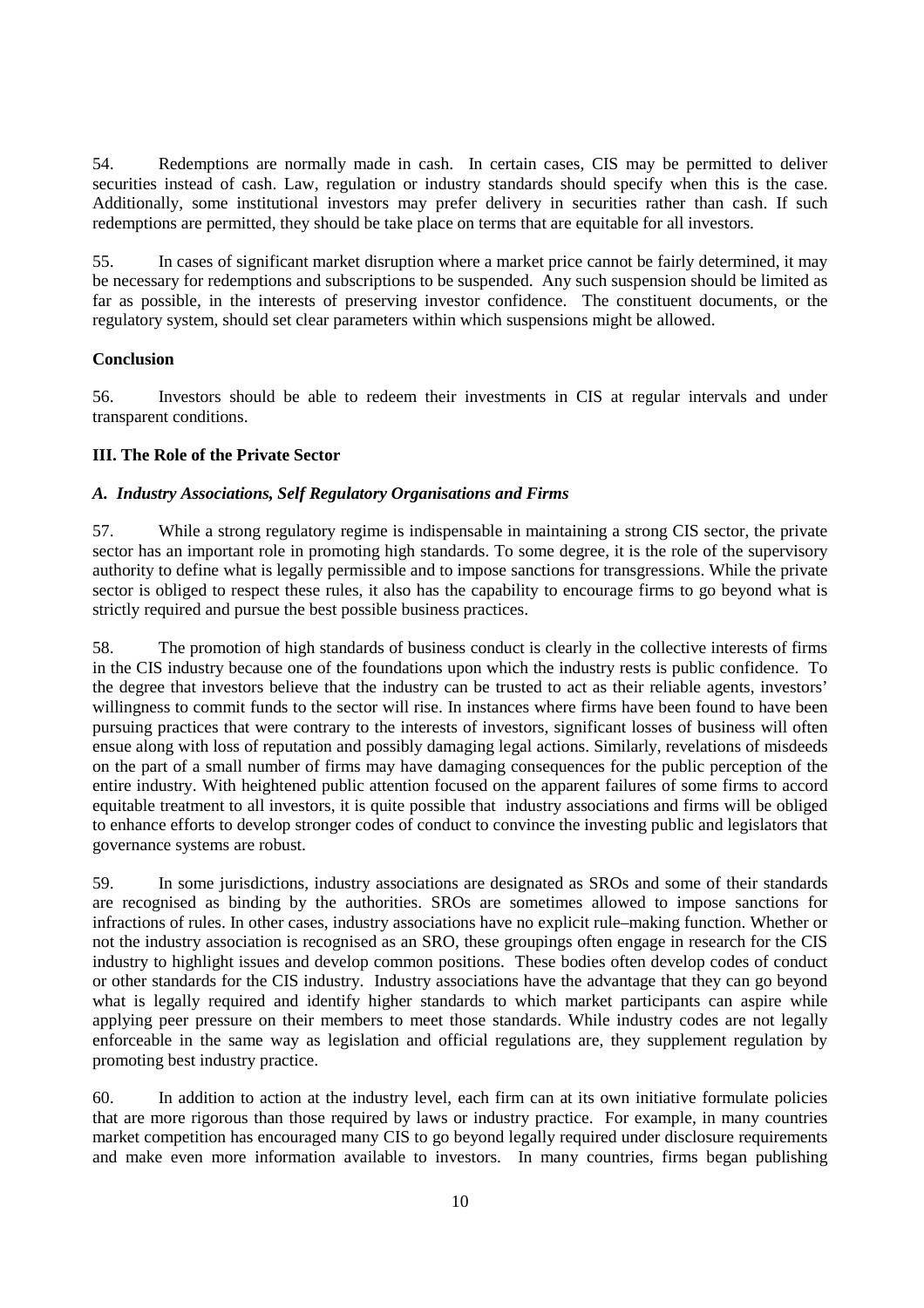54. Redemptions are normally made in cash. In certain cases, CIS may be permitted to deliver securities instead of cash. Law, regulation or industry standards should specify when this is the case. Additionally, some institutional investors may prefer delivery in securities rather than cash. If such redemptions are permitted, they should be take place on terms that are equitable for all investors.

55. In cases of significant market disruption where a market price cannot be fairly determined, it may be necessary for redemptions and subscriptions to be suspended. Any such suspension should be limited as far as possible, in the interests of preserving investor confidence. The constituent documents, or the regulatory system, should set clear parameters within which suspensions might be allowed.

**Conclusion**

56. Investors should be able to redeem their investments in CIS at regular intervals and under transparent conditions.

## III. The Role of the Private Sector

### *A. Industry Associations, Self Regulatory Organisations and Firms*

57. While a strong regulatory regime is indispensable in maintaining a strong CIS sector, the private sector has an important role in promoting high standards. To some degree, it is the role of the supervisory authority to define what is legally permissible and to impose sanctions for transgressions. While the private sector is obliged to respect these rules, it also has the capability to encourage firms to go beyond what is strictly required and pursue the best possible business practices.

58. The promotion of high standards of business conduct is clearly in the collective interests of firms in the CIS industry because one of the foundations upon which the industry rests is public confidence. To the degree that investors believe that the industry can be trusted to act as their reliable agents, investors' willingness to commit funds to the sector will rise. In instances where firms have been found to have been pursuing practices that were contrary to the interests of investors, significant losses of business will often ensue along with loss of reputation and possibly damaging legal actions. Similarly, revelations of misdeeds on the part of a small number of firms may have damaging consequences for the public perception of the entire industry. With heightened public attention focused on the apparent failures of some firms to accord equitable treatment to all investors, it is quite possible that industry associations and firms will be obliged to enhance efforts to develop stronger codes of conduct to convince the investing public and legislators that governance systems are robust.

59. In some jurisdictions, industry associations are designated as SROs and some of their standards are recognised as binding by the authorities. SROs are sometimes allowed to impose sanctions for infractions of rules. In other cases, industry associations have no explicit rule–making function. Whether or not the industry association is recognised as an SRO, these groupings often engage in research for the CIS industry to highlight issues and develop common positions. These bodies often develop codes of conduct or other standards for the CIS industry. Industry associations have the advantage that they can go beyond what is legally required and identify higher standards to which market participants can aspire while applying peer pressure on their members to meet those standards. While industry codes are not legally enforceable in the same way as legislation and official regulations are, they supplement regulation by promoting best industry practice.

60. In addition to action at the industry level, each firm can at its own initiative formulate policies that are more rigorous than those required by laws or industry practice. For example, in many countries market competition has encouraged many CIS to go beyond legally required under disclosure requirements and make even more information available to investors. In many countries, firms began publishing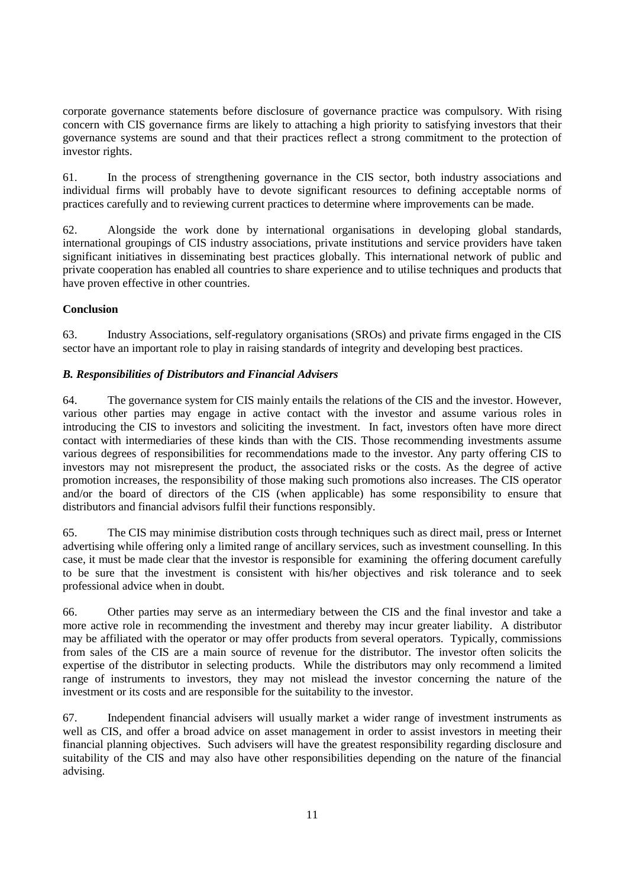corporate governance statements before disclosure of governance practice was compulsory. With rising concern with CIS governance firms are likely to attaching a high priority to satisfying investors that their governance systems are sound and that their practices reflect a strong commitment to the protection of investor rights.

61. In the process of strengthening governance in the CIS sector, both industry associations and individual firms will probably have to devote significant resources to defining acceptable norms of practices carefully and to reviewing current practices to determine where improvements can be made.

62. Alongside the work done by international organisations in developing global standards, international groupings of CIS industry associations, private institutions and service providers have taken significant initiatives in disseminating best practices globally. This international network of public and private cooperation has enabled all countries to share experience and to utilise techniques and products that have proven effective in other countries.

**Conclusion**

63. Industry Associations, self-regulatory organisations (SROs) and private firms engaged in the CIS sector have an important role to play in raising standards of integrity and developing best practices.

***B. Responsibilities of Distributors and Financial Advisers***

64. The governance system for CIS mainly entails the relations of the CIS and the investor. However, various other parties may engage in active contact with the investor and assume various roles in introducing the CIS to investors and soliciting the investment. In fact, investors often have more direct contact with intermediaries of these kinds than with the CIS. Those recommending investments assume various degrees of responsibilities for recommendations made to the investor. Any party offering CIS to investors may not misrepresent the product, the associated risks or the costs. As the degree of active promotion increases, the responsibility of those making such promotions also increases. The CIS operator and/or the board of directors of the CIS (when applicable) has some responsibility to ensure that distributors and financial advisors fulfil their functions responsibly.

65. The CIS may minimise distribution costs through techniques such as direct mail, press or Internet advertising while offering only a limited range of ancillary services, such as investment counselling. In this case, it must be made clear that the investor is responsible for examining the offering document carefully to be sure that the investment is consistent with his/her objectives and risk tolerance and to seek professional advice when in doubt.

66. Other parties may serve as an intermediary between the CIS and the final investor and take a more active role in recommending the investment and thereby may incur greater liability. A distributor may be affiliated with the operator or may offer products from several operators. Typically, commissions from sales of the CIS are a main source of revenue for the distributor. The investor often solicits the expertise of the distributor in selecting products. While the distributors may only recommend a limited range of instruments to investors, they may not mislead the investor concerning the nature of the investment or its costs and are responsible for the suitability to the investor.

67. Independent financial advisers will usually market a wider range of investment instruments as well as CIS, and offer a broad advice on asset management in order to assist investors in meeting their financial planning objectives. Such advisers will have the greatest responsibility regarding disclosure and suitability of the CIS and may also have other responsibilities depending on the nature of the financial advising.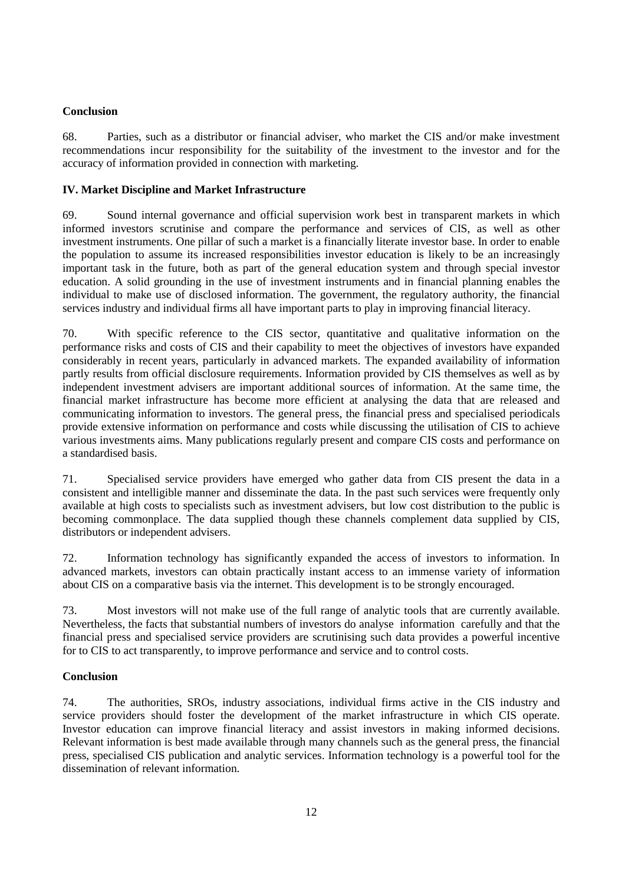**Conclusion**

68. Parties, such as a distributor or financial adviser, who market the CIS and/or make investment recommendations incur responsibility for the suitability of the investment to the investor and for the accuracy of information provided in connection with marketing.

**IV. Market Discipline and Market Infrastructure**

69. Sound internal governance and official supervision work best in transparent markets in which informed investors scrutinise and compare the performance and services of CIS, as well as other investment instruments. One pillar of such a market is a financially literate investor base. In order to enable the population to assume its increased responsibilities investor education is likely to be an increasingly important task in the future, both as part of the general education system and through special investor education. A solid grounding in the use of investment instruments and in financial planning enables the individual to make use of disclosed information. The government, the regulatory authority, the financial services industry and individual firms all have important parts to play in improving financial literacy.

70. With specific reference to the CIS sector, quantitative and qualitative information on the performance risks and costs of CIS and their capability to meet the objectives of investors have expanded considerably in recent years, particularly in advanced markets. The expanded availability of information partly results from official disclosure requirements. Information provided by CIS themselves as well as by independent investment advisers are important additional sources of information. At the same time, the financial market infrastructure has become more efficient at analysing the data that are released and communicating information to investors. The general press, the financial press and specialised periodicals provide extensive information on performance and costs while discussing the utilisation of CIS to achieve various investments aims. Many publications regularly present and compare CIS costs and performance on a standardised basis.

71. Specialised service providers have emerged who gather data from CIS present the data in a consistent and intelligible manner and disseminate the data. In the past such services were frequently only available at high costs to specialists such as investment advisers, but low cost distribution to the public is becoming commonplace. The data supplied though these channels complement data supplied by CIS, distributors or independent advisers.

72. Information technology has significantly expanded the access of investors to information. In advanced markets, investors can obtain practically instant access to an immense variety of information about CIS on a comparative basis via the internet. This development is to be strongly encouraged.

73. Most investors will not make use of the full range of analytic tools that are currently available. Nevertheless, the facts that substantial numbers of investors do analyse information carefully and that the financial press and specialised service providers are scrutinising such data provides a powerful incentive for to CIS to act transparently, to improve performance and service and to control costs.

**Conclusion**

74. The authorities, SROs, industry associations, individual firms active in the CIS industry and service providers should foster the development of the market infrastructure in which CIS operate. Investor education can improve financial literacy and assist investors in making informed decisions. Relevant information is best made available through many channels such as the general press, the financial press, specialised CIS publication and analytic services. Information technology is a powerful tool for the dissemination of relevant information.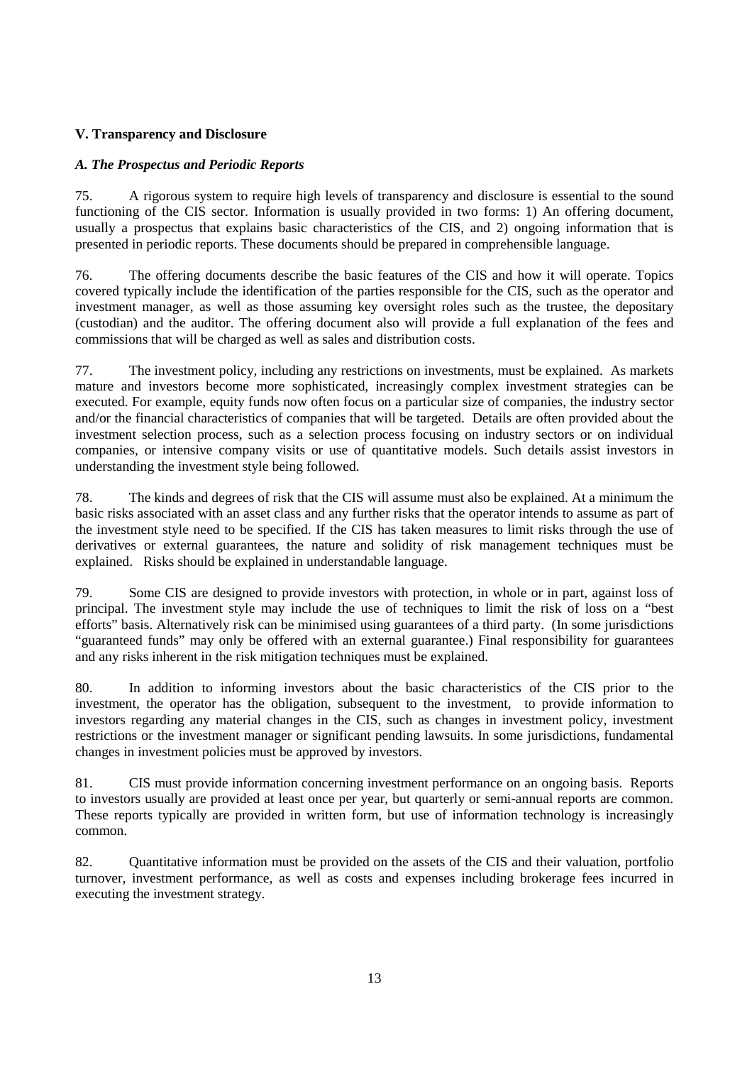## V. Transparency and Disclosure

### *A. The Prospectus and Periodic Reports*

75. A rigorous system to require high levels of transparency and disclosure is essential to the sound functioning of the CIS sector. Information is usually provided in two forms: 1) An offering document, usually a prospectus that explains basic characteristics of the CIS, and 2) ongoing information that is presented in periodic reports. These documents should be prepared in comprehensible language.

76. The offering documents describe the basic features of the CIS and how it will operate. Topics covered typically include the identification of the parties responsible for the CIS, such as the operator and investment manager, as well as those assuming key oversight roles such as the trustee, the depositary (custodian) and the auditor. The offering document also will provide a full explanation of the fees and commissions that will be charged as well as sales and distribution costs.

77. The investment policy, including any restrictions on investments, must be explained. As markets mature and investors become more sophisticated, increasingly complex investment strategies can be executed. For example, equity funds now often focus on a particular size of companies, the industry sector and/or the financial characteristics of companies that will be targeted. Details are often provided about the investment selection process, such as a selection process focusing on industry sectors or on individual companies, or intensive company visits or use of quantitative models. Such details assist investors in understanding the investment style being followed.

78. The kinds and degrees of risk that the CIS will assume must also be explained. At a minimum the basic risks associated with an asset class and any further risks that the operator intends to assume as part of the investment style need to be specified. If the CIS has taken measures to limit risks through the use of derivatives or external guarantees, the nature and solidity of risk management techniques must be explained. Risks should be explained in understandable language.

79. Some CIS are designed to provide investors with protection, in whole or in part, against loss of principal. The investment style may include the use of techniques to limit the risk of loss on a "best efforts" basis. Alternatively risk can be minimised using guarantees of a third party. (In some jurisdictions "guaranteed funds" may only be offered with an external guarantee.) Final responsibility for guarantees and any risks inherent in the risk mitigation techniques must be explained.

80. In addition to informing investors about the basic characteristics of the CIS prior to the investment, the operator has the obligation, subsequent to the investment, to provide information to investors regarding any material changes in the CIS, such as changes in investment policy, investment restrictions or the investment manager or significant pending lawsuits. In some jurisdictions, fundamental changes in investment policies must be approved by investors.

81. CIS must provide information concerning investment performance on an ongoing basis. Reports to investors usually are provided at least once per year, but quarterly or semi-annual reports are common. These reports typically are provided in written form, but use of information technology is increasingly common.

82. Quantitative information must be provided on the assets of the CIS and their valuation, portfolio turnover, investment performance, as well as costs and expenses including brokerage fees incurred in executing the investment strategy.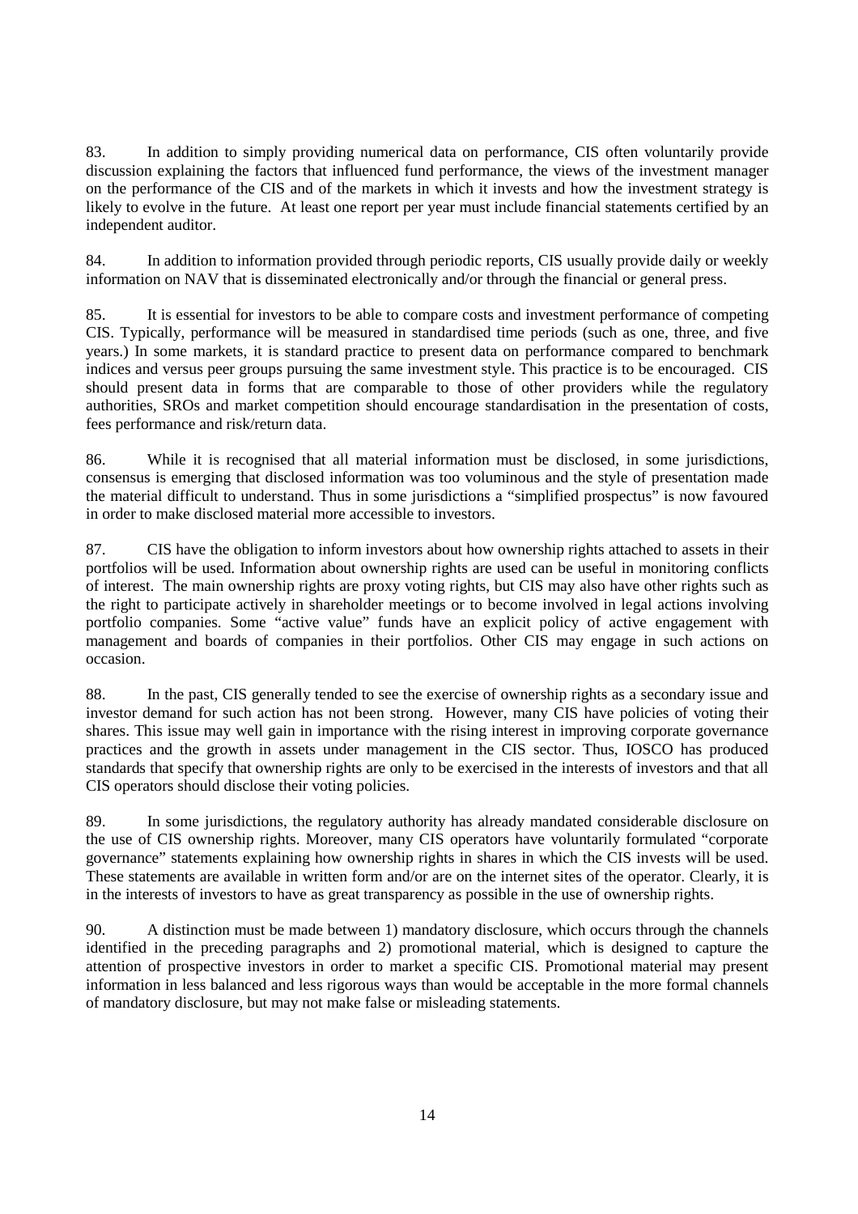83. In addition to simply providing numerical data on performance, CIS often voluntarily provide discussion explaining the factors that influenced fund performance, the views of the investment manager on the performance of the CIS and of the markets in which it invests and how the investment strategy is likely to evolve in the future. At least one report per year must include financial statements certified by an independent auditor.

84. In addition to information provided through periodic reports, CIS usually provide daily or weekly information on NAV that is disseminated electronically and/or through the financial or general press.

85. It is essential for investors to be able to compare costs and investment performance of competing CIS. Typically, performance will be measured in standardised time periods (such as one, three, and five years.) In some markets, it is standard practice to present data on performance compared to benchmark indices and versus peer groups pursuing the same investment style. This practice is to be encouraged. CIS should present data in forms that are comparable to those of other providers while the regulatory authorities, SROs and market competition should encourage standardisation in the presentation of costs, fees performance and risk/return data.

86. While it is recognised that all material information must be disclosed, in some jurisdictions, consensus is emerging that disclosed information was too voluminous and the style of presentation made the material difficult to understand. Thus in some jurisdictions a "simplified prospectus" is now favoured in order to make disclosed material more accessible to investors.

87. CIS have the obligation to inform investors about how ownership rights attached to assets in their portfolios will be used. Information about ownership rights are used can be useful in monitoring conflicts of interest. The main ownership rights are proxy voting rights, but CIS may also have other rights such as the right to participate actively in shareholder meetings or to become involved in legal actions involving portfolio companies. Some "active value" funds have an explicit policy of active engagement with management and boards of companies in their portfolios. Other CIS may engage in such actions on occasion.

88. In the past, CIS generally tended to see the exercise of ownership rights as a secondary issue and investor demand for such action has not been strong. However, many CIS have policies of voting their shares. This issue may well gain in importance with the rising interest in improving corporate governance practices and the growth in assets under management in the CIS sector. Thus, IOSCO has produced standards that specify that ownership rights are only to be exercised in the interests of investors and that all CIS operators should disclose their voting policies.

89. In some jurisdictions, the regulatory authority has already mandated considerable disclosure on the use of CIS ownership rights. Moreover, many CIS operators have voluntarily formulated "corporate governance" statements explaining how ownership rights in shares in which the CIS invests will be used. These statements are available in written form and/or are on the internet sites of the operator. Clearly, it is in the interests of investors to have as great transparency as possible in the use of ownership rights.

90. A distinction must be made between 1) mandatory disclosure, which occurs through the channels identified in the preceding paragraphs and 2) promotional material, which is designed to capture the attention of prospective investors in order to market a specific CIS. Promotional material may present information in less balanced and less rigorous ways than would be acceptable in the more formal channels of mandatory disclosure, but may not make false or misleading statements.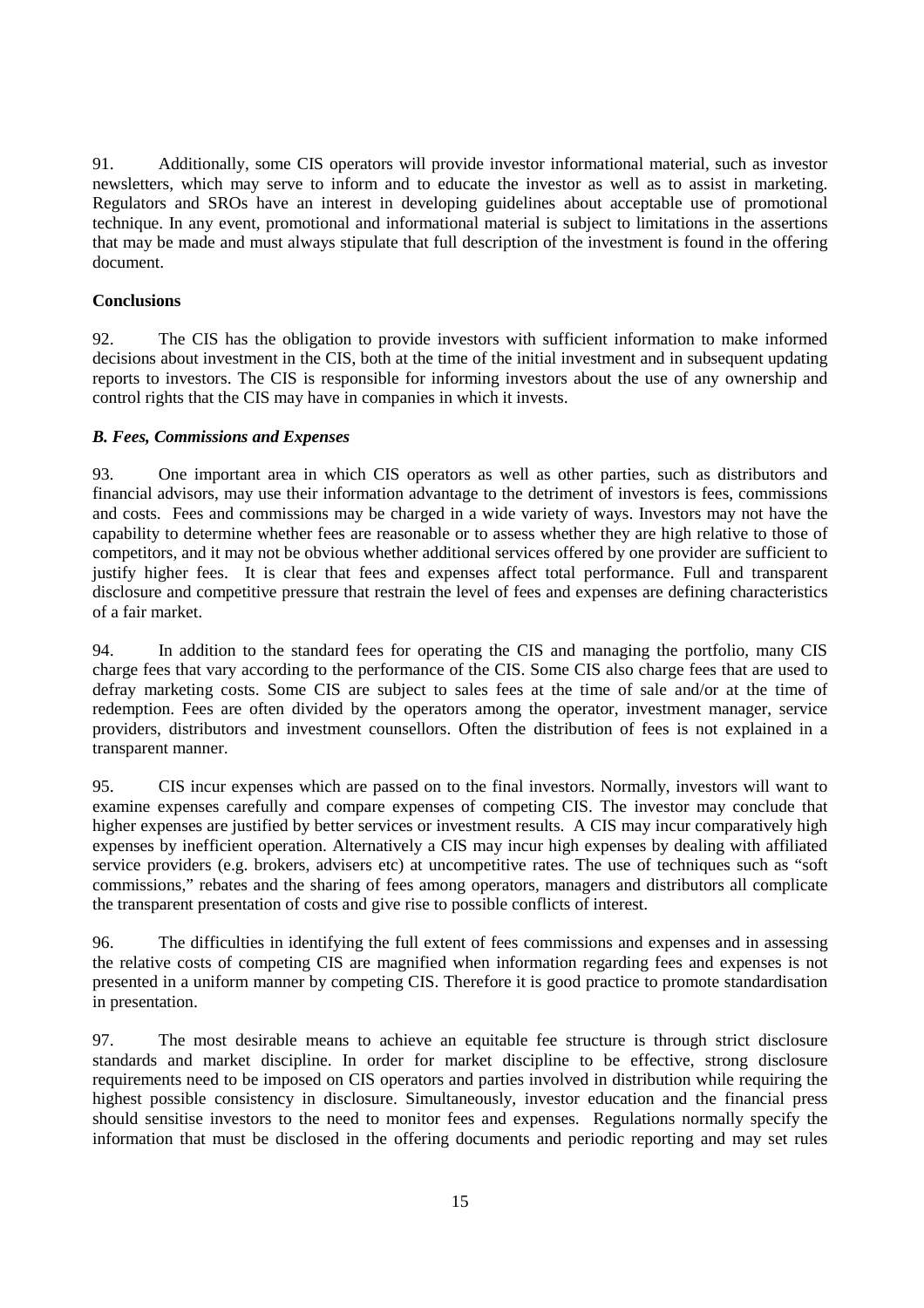91. Additionally, some CIS operators will provide investor informational material, such as investor newsletters, which may serve to inform and to educate the investor as well as to assist in marketing. Regulators and SROs have an interest in developing guidelines about acceptable use of promotional technique. In any event, promotional and informational material is subject to limitations in the assertions that may be made and must always stipulate that full description of the investment is found in the offering document.

**Conclusions**

92. The CIS has the obligation to provide investors with sufficient information to make informed decisions about investment in the CIS, both at the time of the initial investment and in subsequent updating reports to investors. The CIS is responsible for informing investors about the use of any ownership and control rights that the CIS may have in companies in which it invests.

***B. Fees, Commissions and Expenses***

93. One important area in which CIS operators as well as other parties, such as distributors and financial advisors, may use their information advantage to the detriment of investors is fees, commissions and costs. Fees and commissions may be charged in a wide variety of ways. Investors may not have the capability to determine whether fees are reasonable or to assess whether they are high relative to those of competitors, and it may not be obvious whether additional services offered by one provider are sufficient to justify higher fees. It is clear that fees and expenses affect total performance. Full and transparent disclosure and competitive pressure that restrain the level of fees and expenses are defining characteristics of a fair market.

94. In addition to the standard fees for operating the CIS and managing the portfolio, many CIS charge fees that vary according to the performance of the CIS. Some CIS also charge fees that are used to defray marketing costs. Some CIS are subject to sales fees at the time of sale and/or at the time of redemption. Fees are often divided by the operators among the operator, investment manager, service providers, distributors and investment counsellors. Often the distribution of fees is not explained in a transparent manner.

95. CIS incur expenses which are passed on to the final investors. Normally, investors will want to examine expenses carefully and compare expenses of competing CIS. The investor may conclude that higher expenses are justified by better services or investment results. A CIS may incur comparatively high expenses by inefficient operation. Alternatively a CIS may incur high expenses by dealing with affiliated service providers (e.g. brokers, advisers etc) at uncompetitive rates. The use of techniques such as "soft commissions," rebates and the sharing of fees among operators, managers and distributors all complicate the transparent presentation of costs and give rise to possible conflicts of interest.

96. The difficulties in identifying the full extent of fees commissions and expenses and in assessing the relative costs of competing CIS are magnified when information regarding fees and expenses is not presented in a uniform manner by competing CIS. Therefore it is good practice to promote standardisation in presentation.

97. The most desirable means to achieve an equitable fee structure is through strict disclosure standards and market discipline. In order for market discipline to be effective, strong disclosure requirements need to be imposed on CIS operators and parties involved in distribution while requiring the highest possible consistency in disclosure. Simultaneously, investor education and the financial press should sensitise investors to the need to monitor fees and expenses. Regulations normally specify the information that must be disclosed in the offering documents and periodic reporting and may set rules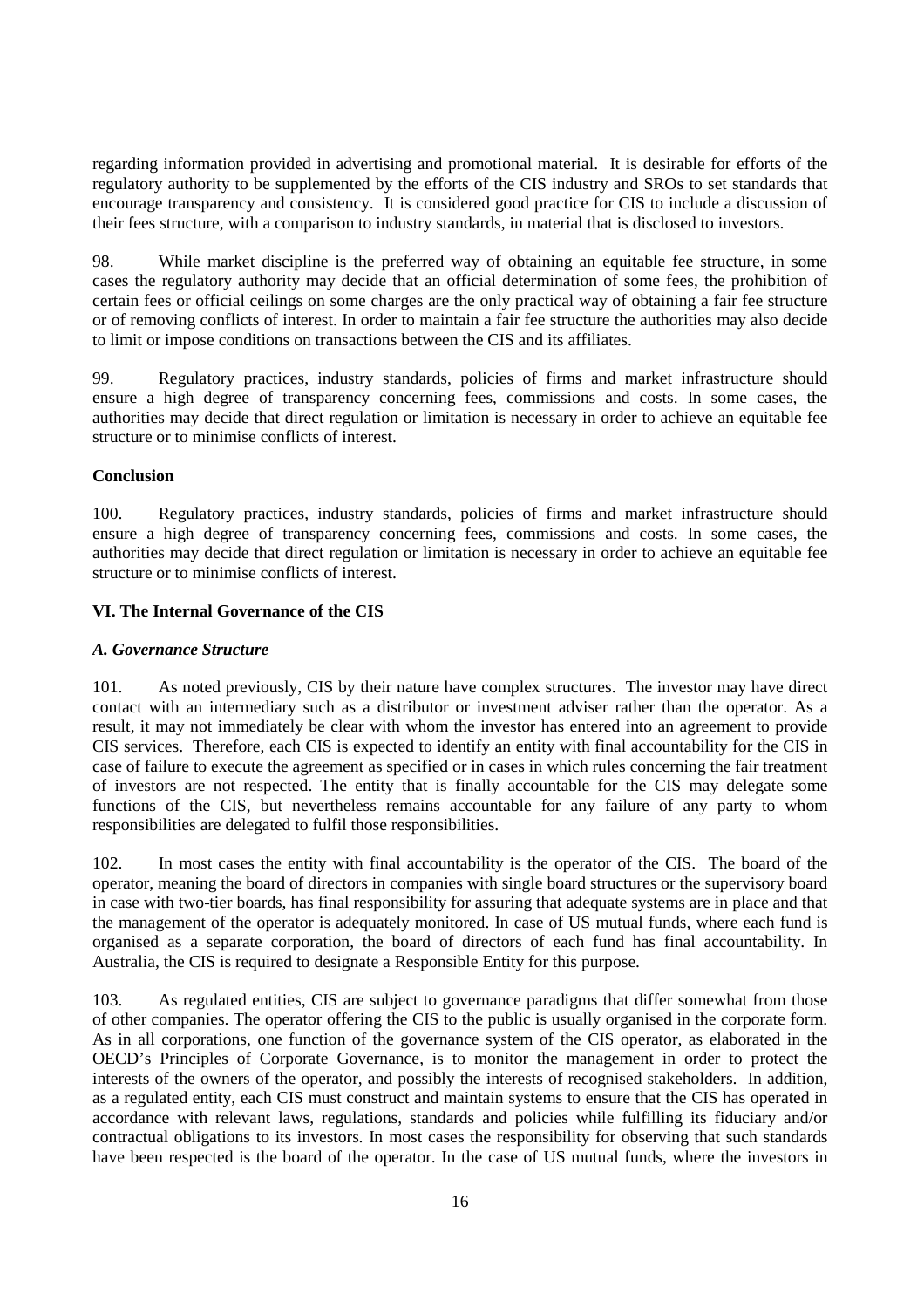regarding information provided in advertising and promotional material. It is desirable for efforts of the regulatory authority to be supplemented by the efforts of the CIS industry and SROs to set standards that encourage transparency and consistency. It is considered good practice for CIS to include a discussion of their fees structure, with a comparison to industry standards, in material that is disclosed to investors.

98. While market discipline is the preferred way of obtaining an equitable fee structure, in some cases the regulatory authority may decide that an official determination of some fees, the prohibition of certain fees or official ceilings on some charges are the only practical way of obtaining a fair fee structure or of removing conflicts of interest. In order to maintain a fair fee structure the authorities may also decide to limit or impose conditions on transactions between the CIS and its affiliates.

99. Regulatory practices, industry standards, policies of firms and market infrastructure should ensure a high degree of transparency concerning fees, commissions and costs. In some cases, the authorities may decide that direct regulation or limitation is necessary in order to achieve an equitable fee structure or to minimise conflicts of interest.

**Conclusion**

100. Regulatory practices, industry standards, policies of firms and market infrastructure should ensure a high degree of transparency concerning fees, commissions and costs. In some cases, the authorities may decide that direct regulation or limitation is necessary in order to achieve an equitable fee structure or to minimise conflicts of interest.

## VI. The Internal Governance of the CIS

### *A. Governance Structure*

101. As noted previously, CIS by their nature have complex structures. The investor may have direct contact with an intermediary such as a distributor or investment adviser rather than the operator. As a result, it may not immediately be clear with whom the investor has entered into an agreement to provide CIS services. Therefore, each CIS is expected to identify an entity with final accountability for the CIS in case of failure to execute the agreement as specified or in cases in which rules concerning the fair treatment of investors are not respected. The entity that is finally accountable for the CIS may delegate some functions of the CIS, but nevertheless remains accountable for any failure of any party to whom responsibilities are delegated to fulfil those responsibilities.

102. In most cases the entity with final accountability is the operator of the CIS. The board of the operator, meaning the board of directors in companies with single board structures or the supervisory board in case with two-tier boards, has final responsibility for assuring that adequate systems are in place and that the management of the operator is adequately monitored. In case of US mutual funds, where each fund is organised as a separate corporation, the board of directors of each fund has final accountability. In Australia, the CIS is required to designate a Responsible Entity for this purpose.

103. As regulated entities, CIS are subject to governance paradigms that differ somewhat from those of other companies. The operator offering the CIS to the public is usually organised in the corporate form. As in all corporations, one function of the governance system of the CIS operator, as elaborated in the OECD's Principles of Corporate Governance, is to monitor the management in order to protect the interests of the owners of the operator, and possibly the interests of recognised stakeholders. In addition, as a regulated entity, each CIS must construct and maintain systems to ensure that the CIS has operated in accordance with relevant laws, regulations, standards and policies while fulfilling its fiduciary and/or contractual obligations to its investors. In most cases the responsibility for observing that such standards have been respected is the board of the operator. In the case of US mutual funds, where the investors in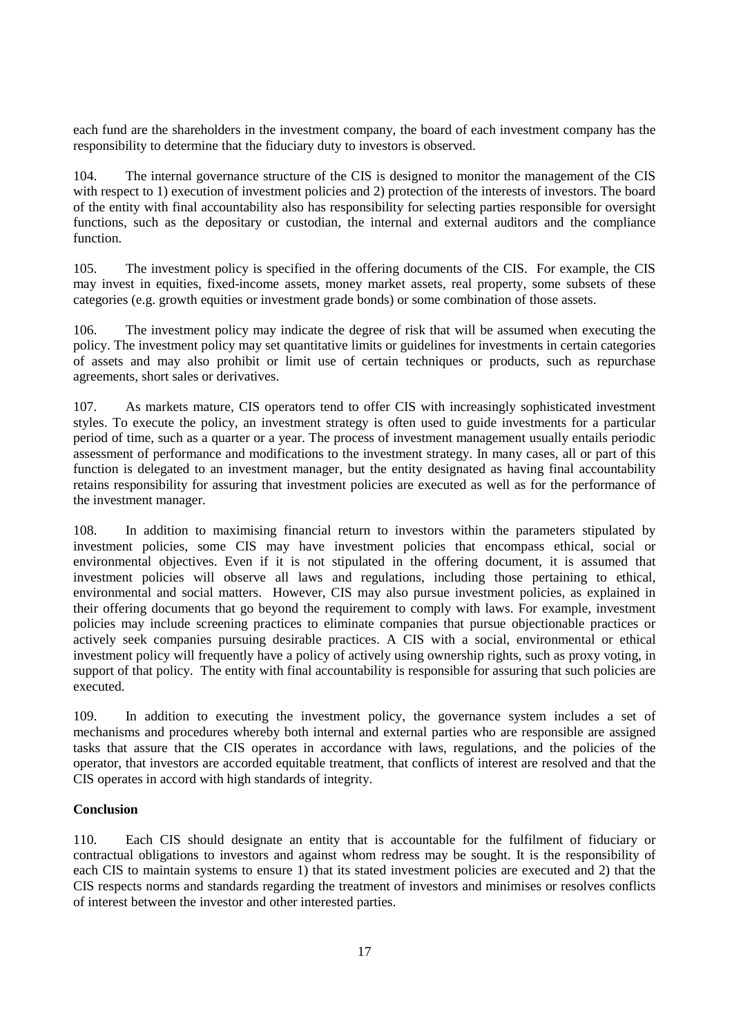each fund are the shareholders in the investment company, the board of each investment company has the responsibility to determine that the fiduciary duty to investors is observed.

104. The internal governance structure of the CIS is designed to monitor the management of the CIS with respect to 1) execution of investment policies and 2) protection of the interests of investors. The board of the entity with final accountability also has responsibility for selecting parties responsible for oversight functions, such as the depositary or custodian, the internal and external auditors and the compliance function.

105. The investment policy is specified in the offering documents of the CIS. For example, the CIS may invest in equities, fixed-income assets, money market assets, real property, some subsets of these categories (e.g. growth equities or investment grade bonds) or some combination of those assets.

106. The investment policy may indicate the degree of risk that will be assumed when executing the policy. The investment policy may set quantitative limits or guidelines for investments in certain categories of assets and may also prohibit or limit use of certain techniques or products, such as repurchase agreements, short sales or derivatives.

107. As markets mature, CIS operators tend to offer CIS with increasingly sophisticated investment styles. To execute the policy, an investment strategy is often used to guide investments for a particular period of time, such as a quarter or a year. The process of investment management usually entails periodic assessment of performance and modifications to the investment strategy. In many cases, all or part of this function is delegated to an investment manager, but the entity designated as having final accountability retains responsibility for assuring that investment policies are executed as well as for the performance of the investment manager.

108. In addition to maximising financial return to investors within the parameters stipulated by investment policies, some CIS may have investment policies that encompass ethical, social or environmental objectives. Even if it is not stipulated in the offering document, it is assumed that investment policies will observe all laws and regulations, including those pertaining to ethical, environmental and social matters. However, CIS may also pursue investment policies, as explained in their offering documents that go beyond the requirement to comply with laws. For example, investment policies may include screening practices to eliminate companies that pursue objectionable practices or actively seek companies pursuing desirable practices. A CIS with a social, environmental or ethical investment policy will frequently have a policy of actively using ownership rights, such as proxy voting, in support of that policy. The entity with final accountability is responsible for assuring that such policies are executed.

109. In addition to executing the investment policy, the governance system includes a set of mechanisms and procedures whereby both internal and external parties who are responsible are assigned tasks that assure that the CIS operates in accordance with laws, regulations, and the policies of the operator, that investors are accorded equitable treatment, that conflicts of interest are resolved and that the CIS operates in accord with high standards of integrity.

**Conclusion**

110. Each CIS should designate an entity that is accountable for the fulfilment of fiduciary or contractual obligations to investors and against whom redress may be sought. It is the responsibility of each CIS to maintain systems to ensure 1) that its stated investment policies are executed and 2) that the CIS respects norms and standards regarding the treatment of investors and minimises or resolves conflicts of interest between the investor and other interested parties.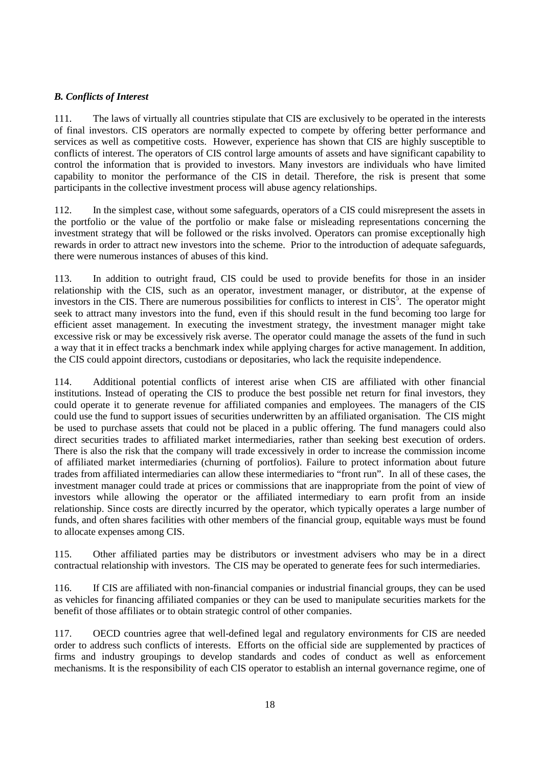### *B. Conflicts of Interest*

111. The laws of virtually all countries stipulate that CIS are exclusively to be operated in the interests of final investors. CIS operators are normally expected to compete by offering better performance and services as well as competitive costs. However, experience has shown that CIS are highly susceptible to conflicts of interest. The operators of CIS control large amounts of assets and have significant capability to control the information that is provided to investors. Many investors are individuals who have limited capability to monitor the performance of the CIS in detail. Therefore, the risk is present that some participants in the collective investment process will abuse agency relationships.

112. In the simplest case, without some safeguards, operators of a CIS could misrepresent the assets in the portfolio or the value of the portfolio or make false or misleading representations concerning the investment strategy that will be followed or the risks involved. Operators can promise exceptionally high rewards in order to attract new investors into the scheme. Prior to the introduction of adequate safeguards, there were numerous instances of abuses of this kind.

113. In addition to outright fraud, CIS could be used to provide benefits for those in an insider relationship with the CIS, such as an operator, investment manager, or distributor, at the expense of investors in the CIS. There are numerous possibilities for conflicts to interest in CIS[5]. The operator might seek to attract many investors into the fund, even if this should result in the fund becoming too large for efficient asset management. In executing the investment strategy, the investment manager might take excessive risk or may be excessively risk averse. The operator could manage the assets of the fund in such a way that it in effect tracks a benchmark index while applying charges for active management. In addition, the CIS could appoint directors, custodians or depositaries, who lack the requisite independence.

114. Additional potential conflicts of interest arise when CIS are affiliated with other financial institutions. Instead of operating the CIS to produce the best possible net return for final investors, they could operate it to generate revenue for affiliated companies and employees. The managers of the CIS could use the fund to support issues of securities underwritten by an affiliated organisation. The CIS might be used to purchase assets that could not be placed in a public offering. The fund managers could also direct securities trades to affiliated market intermediaries, rather than seeking best execution of orders. There is also the risk that the company will trade excessively in order to increase the commission income of affiliated market intermediaries (churning of portfolios). Failure to protect information about future trades from affiliated intermediaries can allow these intermediaries to "front run". In all of these cases, the investment manager could trade at prices or commissions that are inappropriate from the point of view of investors while allowing the operator or the affiliated intermediary to earn profit from an inside relationship. Since costs are directly incurred by the operator, which typically operates a large number of funds, and often shares facilities with other members of the financial group, equitable ways must be found to allocate expenses among CIS.

115. Other affiliated parties may be distributors or investment advisers who may be in a direct contractual relationship with investors. The CIS may be operated to generate fees for such intermediaries.

116. If CIS are affiliated with non-financial companies or industrial financial groups, they can be used as vehicles for financing affiliated companies or they can be used to manipulate securities markets for the benefit of those affiliates or to obtain strategic control of other companies.

117. OECD countries agree that well-defined legal and regulatory environments for CIS are needed order to address such conflicts of interests. Efforts on the official side are supplemented by practices of firms and industry groupings to develop standards and codes of conduct as well as enforcement mechanisms. It is the responsibility of each CIS operator to establish an internal governance regime, one of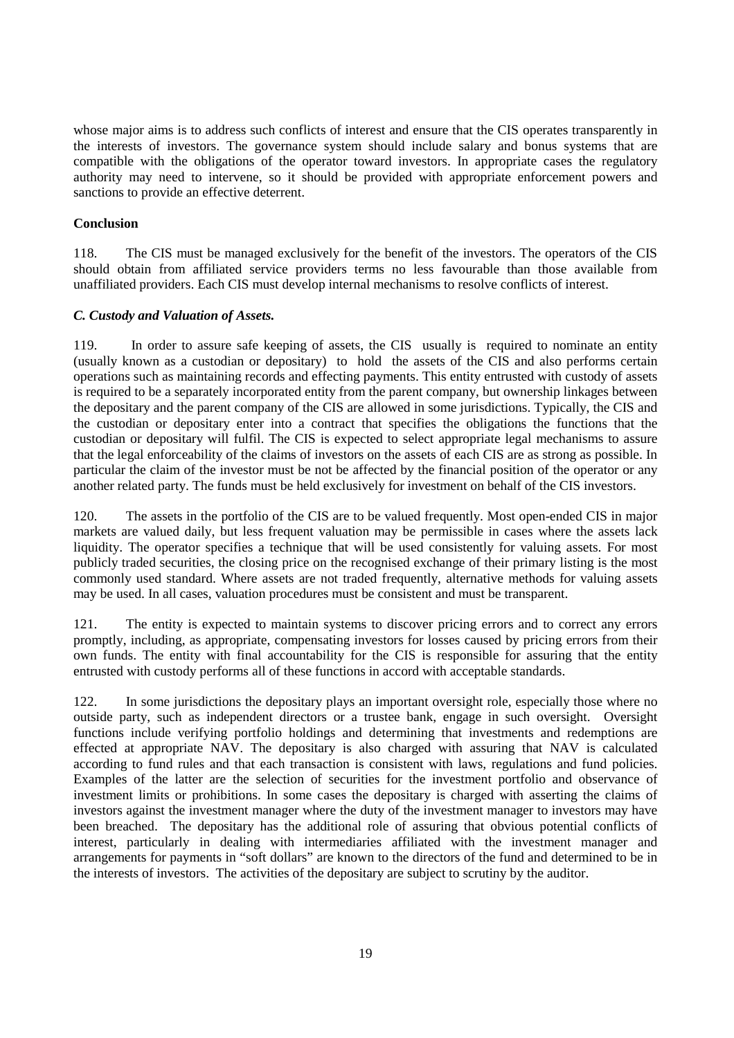whose major aims is to address such conflicts of interest and ensure that the CIS operates transparently in the interests of investors. The governance system should include salary and bonus systems that are compatible with the obligations of the operator toward investors. In appropriate cases the regulatory authority may need to intervene, so it should be provided with appropriate enforcement powers and sanctions to provide an effective deterrent.

**Conclusion**

118. The CIS must be managed exclusively for the benefit of the investors. The operators of the CIS should obtain from affiliated service providers terms no less favourable than those available from unaffiliated providers. Each CIS must develop internal mechanisms to resolve conflicts of interest.

***C. Custody and Valuation of Assets.***

119. In order to assure safe keeping of assets, the CIS usually is required to nominate an entity (usually known as a custodian or depositary) to hold the assets of the CIS and also performs certain operations such as maintaining records and effecting payments. This entity entrusted with custody of assets is required to be a separately incorporated entity from the parent company, but ownership linkages between the depositary and the parent company of the CIS are allowed in some jurisdictions. Typically, the CIS and the custodian or depositary enter into a contract that specifies the obligations the functions that the custodian or depositary will fulfil. The CIS is expected to select appropriate legal mechanisms to assure that the legal enforceability of the claims of investors on the assets of each CIS are as strong as possible. In particular the claim of the investor must be not be affected by the financial position of the operator or any another related party. The funds must be held exclusively for investment on behalf of the CIS investors.

120. The assets in the portfolio of the CIS are to be valued frequently. Most open-ended CIS in major markets are valued daily, but less frequent valuation may be permissible in cases where the assets lack liquidity. The operator specifies a technique that will be used consistently for valuing assets. For most publicly traded securities, the closing price on the recognised exchange of their primary listing is the most commonly used standard. Where assets are not traded frequently, alternative methods for valuing assets may be used. In all cases, valuation procedures must be consistent and must be transparent.

121. The entity is expected to maintain systems to discover pricing errors and to correct any errors promptly, including, as appropriate, compensating investors for losses caused by pricing errors from their own funds. The entity with final accountability for the CIS is responsible for assuring that the entity entrusted with custody performs all of these functions in accord with acceptable standards.

122. In some jurisdictions the depositary plays an important oversight role, especially those where no outside party, such as independent directors or a trustee bank, engage in such oversight. Oversight functions include verifying portfolio holdings and determining that investments and redemptions are effected at appropriate NAV. The depositary is also charged with assuring that NAV is calculated according to fund rules and that each transaction is consistent with laws, regulations and fund policies. Examples of the latter are the selection of securities for the investment portfolio and observance of investment limits or prohibitions. In some cases the depositary is charged with asserting the claims of investors against the investment manager where the duty of the investment manager to investors may have been breached. The depositary has the additional role of assuring that obvious potential conflicts of interest, particularly in dealing with intermediaries affiliated with the investment manager and arrangements for payments in "soft dollars" are known to the directors of the fund and determined to be in the interests of investors. The activities of the depositary are subject to scrutiny by the auditor.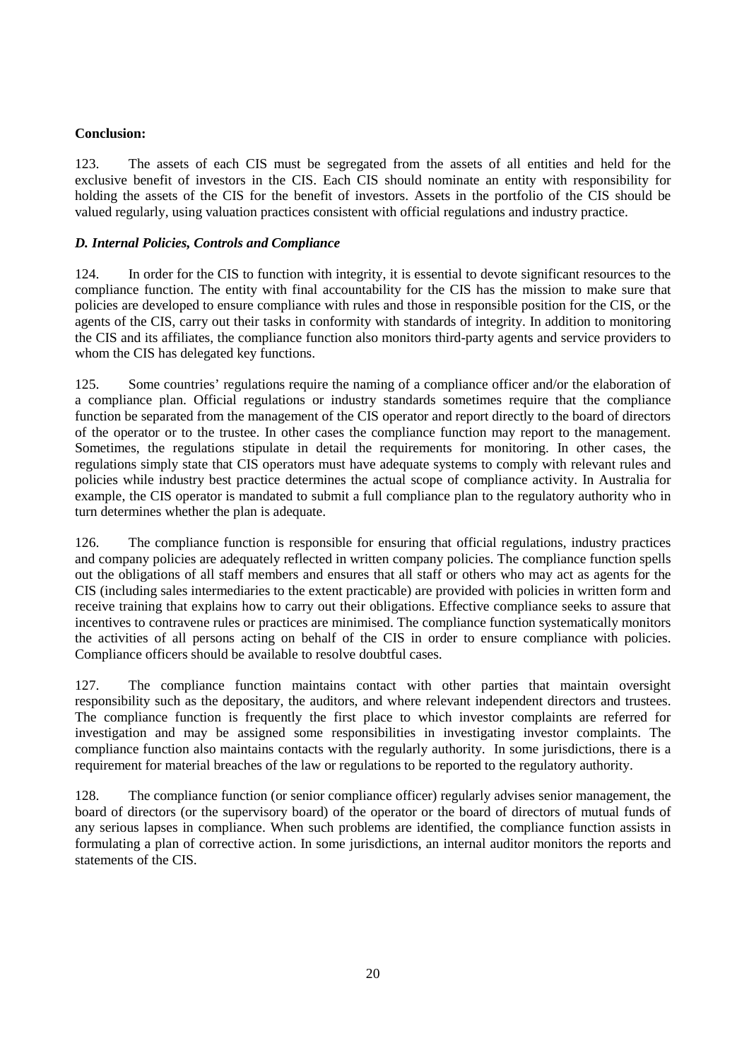**Conclusion:**

123. The assets of each CIS must be segregated from the assets of all entities and held for the exclusive benefit of investors in the CIS. Each CIS should nominate an entity with responsibility for holding the assets of the CIS for the benefit of investors. Assets in the portfolio of the CIS should be valued regularly, using valuation practices consistent with official regulations and industry practice.

### *D. Internal Policies, Controls and Compliance*

124. In order for the CIS to function with integrity, it is essential to devote significant resources to the compliance function. The entity with final accountability for the CIS has the mission to make sure that policies are developed to ensure compliance with rules and those in responsible position for the CIS, or the agents of the CIS, carry out their tasks in conformity with standards of integrity. In addition to monitoring the CIS and its affiliates, the compliance function also monitors third-party agents and service providers to whom the CIS has delegated key functions.

125. Some countries' regulations require the naming of a compliance officer and/or the elaboration of a compliance plan. Official regulations or industry standards sometimes require that the compliance function be separated from the management of the CIS operator and report directly to the board of directors of the operator or to the trustee. In other cases the compliance function may report to the management. Sometimes, the regulations stipulate in detail the requirements for monitoring. In other cases, the regulations simply state that CIS operators must have adequate systems to comply with relevant rules and policies while industry best practice determines the actual scope of compliance activity. In Australia for example, the CIS operator is mandated to submit a full compliance plan to the regulatory authority who in turn determines whether the plan is adequate.

126. The compliance function is responsible for ensuring that official regulations, industry practices and company policies are adequately reflected in written company policies. The compliance function spells out the obligations of all staff members and ensures that all staff or others who may act as agents for the CIS (including sales intermediaries to the extent practicable) are provided with policies in written form and receive training that explains how to carry out their obligations. Effective compliance seeks to assure that incentives to contravene rules or practices are minimised. The compliance function systematically monitors the activities of all persons acting on behalf of the CIS in order to ensure compliance with policies. Compliance officers should be available to resolve doubtful cases.

127. The compliance function maintains contact with other parties that maintain oversight responsibility such as the depositary, the auditors, and where relevant independent directors and trustees. The compliance function is frequently the first place to which investor complaints are referred for investigation and may be assigned some responsibilities in investigating investor complaints. The compliance function also maintains contacts with the regularly authority. In some jurisdictions, there is a requirement for material breaches of the law or regulations to be reported to the regulatory authority.

128. The compliance function (or senior compliance officer) regularly advises senior management, the board of directors (or the supervisory board) of the operator or the board of directors of mutual funds of any serious lapses in compliance. When such problems are identified, the compliance function assists in formulating a plan of corrective action. In some jurisdictions, an internal auditor monitors the reports and statements of the CIS.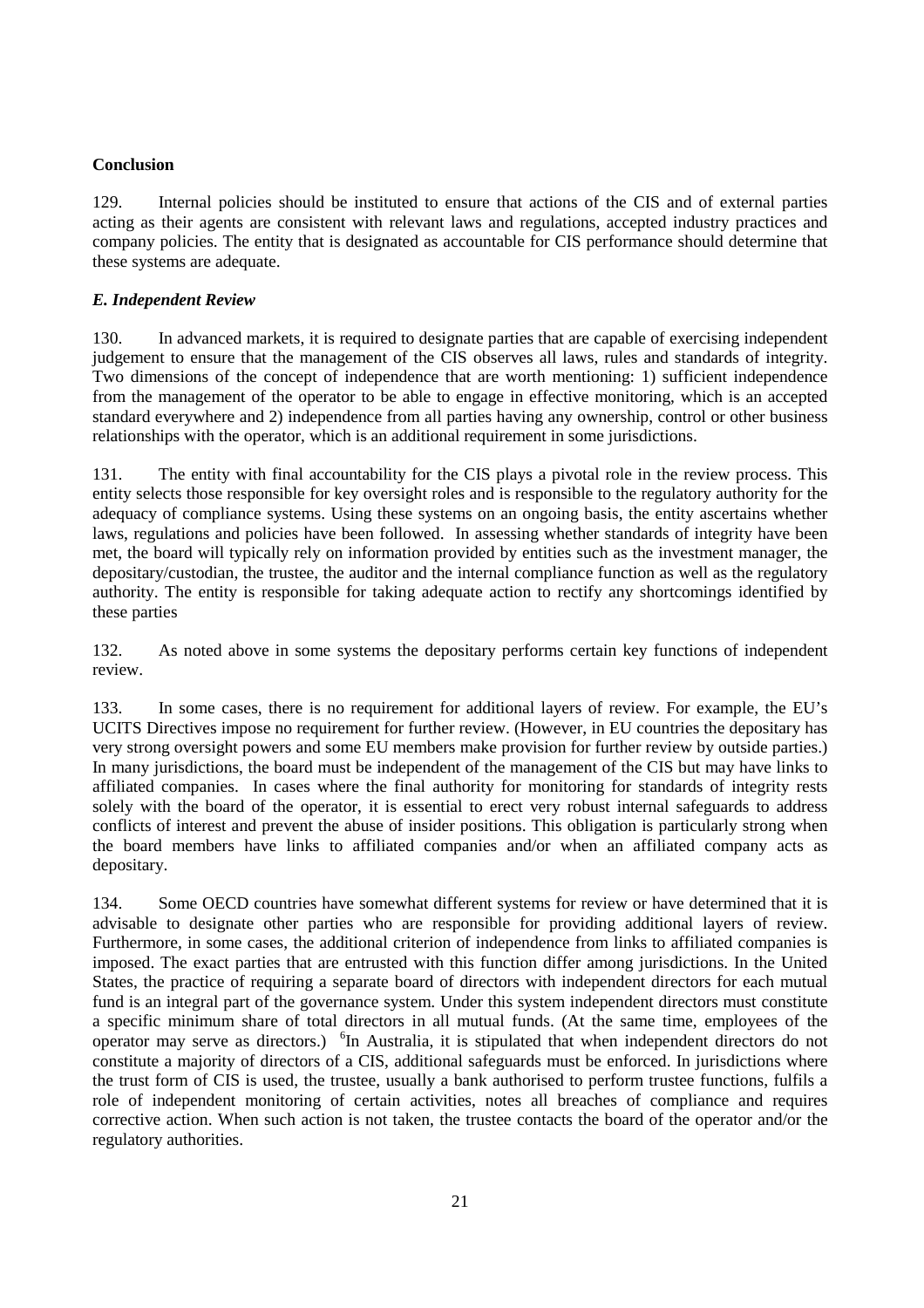**Conclusion**

129. Internal policies should be instituted to ensure that actions of the CIS and of external parties acting as their agents are consistent with relevant laws and regulations, accepted industry practices and company policies. The entity that is designated as accountable for CIS performance should determine that these systems are adequate.

***E. Independent Review***

130. In advanced markets, it is required to designate parties that are capable of exercising independent judgement to ensure that the management of the CIS observes all laws, rules and standards of integrity. Two dimensions of the concept of independence that are worth mentioning: 1) sufficient independence from the management of the operator to be able to engage in effective monitoring, which is an accepted standard everywhere and 2) independence from all parties having any ownership, control or other business relationships with the operator, which is an additional requirement in some jurisdictions.

131. The entity with final accountability for the CIS plays a pivotal role in the review process. This entity selects those responsible for key oversight roles and is responsible to the regulatory authority for the adequacy of compliance systems. Using these systems on an ongoing basis, the entity ascertains whether laws, regulations and policies have been followed. In assessing whether standards of integrity have been met, the board will typically rely on information provided by entities such as the investment manager, the depositary/custodian, the trustee, the auditor and the internal compliance function as well as the regulatory authority. The entity is responsible for taking adequate action to rectify any shortcomings identified by these parties

132. As noted above in some systems the depositary performs certain key functions of independent review.

133. In some cases, there is no requirement for additional layers of review. For example, the EU's UCITS Directives impose no requirement for further review. (However, in EU countries the depositary has very strong oversight powers and some EU members make provision for further review by outside parties.) In many jurisdictions, the board must be independent of the management of the CIS but may have links to affiliated companies. In cases where the final authority for monitoring for standards of integrity rests solely with the board of the operator, it is essential to erect very robust internal safeguards to address conflicts of interest and prevent the abuse of insider positions. This obligation is particularly strong when the board members have links to affiliated companies and/or when an affiliated company acts as depositary.

134. Some OECD countries have somewhat different systems for review or have determined that it is advisable to designate other parties who are responsible for providing additional layers of review. Furthermore, in some cases, the additional criterion of independence from links to affiliated companies is imposed. The exact parties that are entrusted with this function differ among jurisdictions. In the United States, the practice of requiring a separate board of directors with independent directors for each mutual fund is an integral part of the governance system. Under this system independent directors must constitute a specific minimum share of total directors in all mutual funds. (At the same time, employees of the operator may serve as directors.) [6]In Australia, it is stipulated that when independent directors do not constitute a majority of directors of a CIS, additional safeguards must be enforced. In jurisdictions where the trust form of CIS is used, the trustee, usually a bank authorised to perform trustee functions, fulfils a role of independent monitoring of certain activities, notes all breaches of compliance and requires corrective action. When such action is not taken, the trustee contacts the board of the operator and/or the regulatory authorities.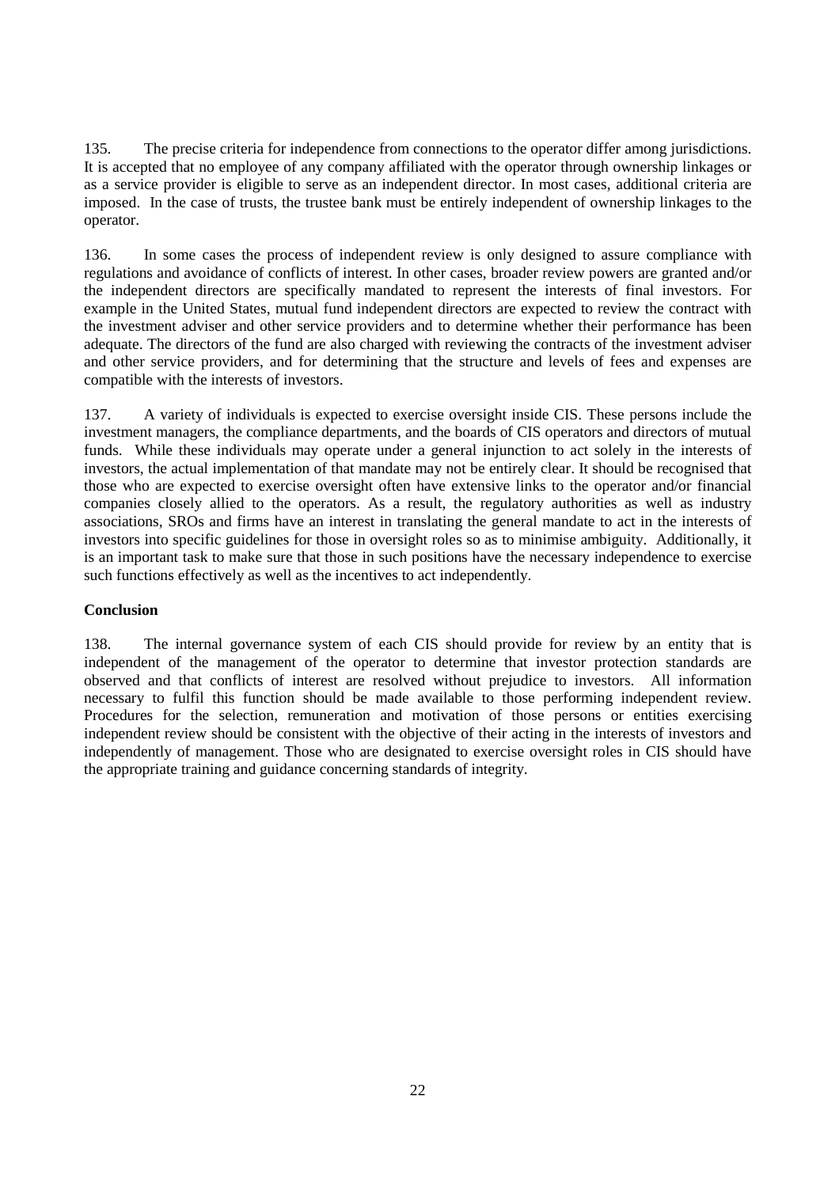135. The precise criteria for independence from connections to the operator differ among jurisdictions. It is accepted that no employee of any company affiliated with the operator through ownership linkages or as a service provider is eligible to serve as an independent director. In most cases, additional criteria are imposed. In the case of trusts, the trustee bank must be entirely independent of ownership linkages to the operator.

136. In some cases the process of independent review is only designed to assure compliance with regulations and avoidance of conflicts of interest. In other cases, broader review powers are granted and/or the independent directors are specifically mandated to represent the interests of final investors. For example in the United States, mutual fund independent directors are expected to review the contract with the investment adviser and other service providers and to determine whether their performance has been adequate. The directors of the fund are also charged with reviewing the contracts of the investment adviser and other service providers, and for determining that the structure and levels of fees and expenses are compatible with the interests of investors.

137. A variety of individuals is expected to exercise oversight inside CIS. These persons include the investment managers, the compliance departments, and the boards of CIS operators and directors of mutual funds. While these individuals may operate under a general injunction to act solely in the interests of investors, the actual implementation of that mandate may not be entirely clear. It should be recognised that those who are expected to exercise oversight often have extensive links to the operator and/or financial companies closely allied to the operators. As a result, the regulatory authorities as well as industry associations, SROs and firms have an interest in translating the general mandate to act in the interests of investors into specific guidelines for those in oversight roles so as to minimise ambiguity. Additionally, it is an important task to make sure that those in such positions have the necessary independence to exercise such functions effectively as well as the incentives to act independently.

**Conclusion**

138. The internal governance system of each CIS should provide for review by an entity that is independent of the management of the operator to determine that investor protection standards are observed and that conflicts of interest are resolved without prejudice to investors. All information necessary to fulfil this function should be made available to those performing independent review. Procedures for the selection, remuneration and motivation of those persons or entities exercising independent review should be consistent with the objective of their acting in the interests of investors and independently of management. Those who are designated to exercise oversight roles in CIS should have the appropriate training and guidance concerning standards of integrity.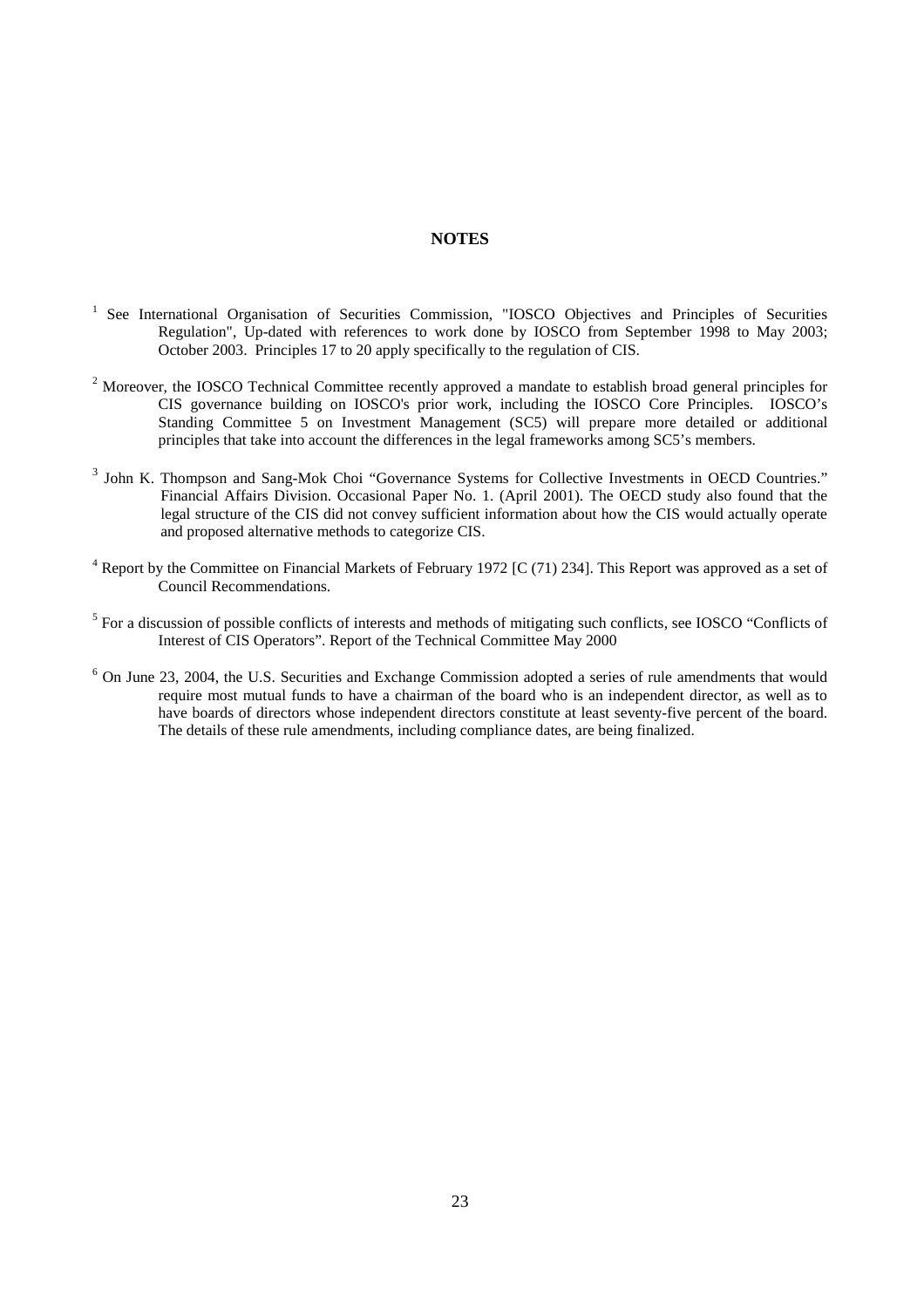## NOTES

[1] See International Organisation of Securities Commission, "IOSCO Objectives and Principles of Securities Regulation", Up-dated with references to work done by IOSCO from September 1998 to May 2003; October 2003. Principles 17 to 20 apply specifically to the regulation of CIS.

[2] Moreover, the IOSCO Technical Committee recently approved a mandate to establish broad general principles for CIS governance building on IOSCO's prior work, including the IOSCO Core Principles. IOSCO's Standing Committee 5 on Investment Management (SC5) will prepare more detailed or additional principles that take into account the differences in the legal frameworks among SC5's members.

[3] John K. Thompson and Sang-Mok Choi "Governance Systems for Collective Investments in OECD Countries." Financial Affairs Division. Occasional Paper No. 1. (April 2001). The OECD study also found that the legal structure of the CIS did not convey sufficient information about how the CIS would actually operate and proposed alternative methods to categorize CIS.

[4] Report by the Committee on Financial Markets of February 1972 [C (71) 234]. This Report was approved as a set of Council Recommendations.

[5] For a discussion of possible conflicts of interests and methods of mitigating such conflicts, see IOSCO "Conflicts of Interest of CIS Operators". Report of the Technical Committee May 2000

[6] On June 23, 2004, the U.S. Securities and Exchange Commission adopted a series of rule amendments that would require most mutual funds to have a chairman of the board who is an independent director, as well as to have boards of directors whose independent directors constitute at least seventy-five percent of the board. The details of these rule amendments, including compliance dates, are being finalized.